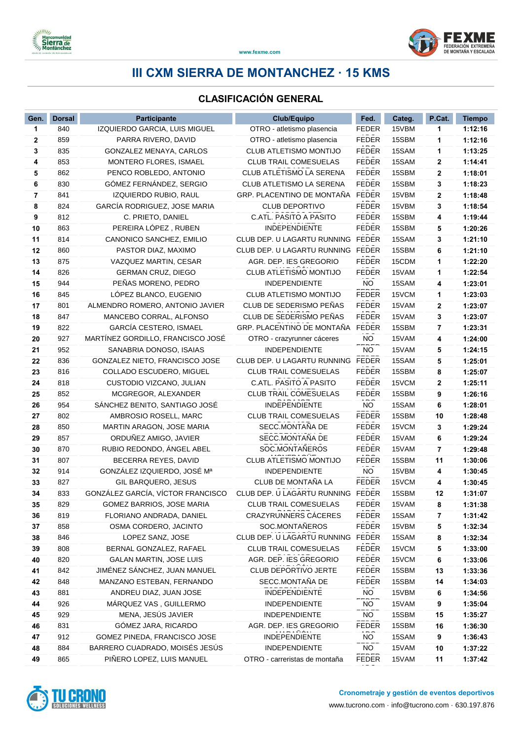# III CXM SIERRA DE MONTANCHEZ · 15 KMS

## CLASIFICACIÓN GENERAL

| Gen. | Dorsal | Participante | Club/Equipo | Fed. | Categ. | P.Cat. | Tiempo |
|---|---|---|---|---|---|---|---|
| 1 | 840 | IZQUIERDO GARCIA, LUIS MIGUEL | OTRO - atletismo plasencia | FEDER | 15VBM | 1 | 1:12:16 |
| 2 | 859 | PARRA RIVERO, DAVID | OTRO - atletismo plasencia | FEDER | 15SBM | 1 | 1:12:16 |
| 3 | 835 | GONZALEZ MENAYA, CARLOS | CLUB ATLETISMO MONTIJO | FEDER | 15SAM | 1 | 1:13:25 |
| 4 | 853 | MONTERO FLORES, ISMAEL | CLUB TRAIL COMESUELAS | FEDER | 15SAM | 2 | 1:14:41 |
| 5 | 862 | PENCO ROBLEDO, ANTONIO | CLUB ATLETISMO LA SERENA | FEDER | 15SBM | 2 | 1:18:01 |
| 6 | 830 | GÓMEZ FERNÁNDEZ, SERGIO | CLUB ATLETISMO LA SERENA | FEDER | 15SBM | 3 | 1:18:23 |
| 7 | 841 | IZQUIERDO RUBIO, RAUL | GRP. PLACENTINO DE MONTAÑA | FEDER | 15VBM | 2 | 1:18:48 |
| 8 | 824 | GARCÍA RODRIGUEZ, JOSE MARIA | CLUB DEPORTIVO | FEDER | 15VBM | 3 | 1:18:54 |
| 9 | 812 | C. PRIETO, DANIEL | C.ATL. PASITO A PASITO | FEDER | 15SBM | 4 | 1:19:44 |
| 10 | 863 | PEREIRA LÓPEZ , RUBEN | INDEPENDIENTE | FEDER | 15SBM | 5 | 1:20:26 |
| 11 | 814 | CANONICO SANCHEZ, EMILIO | CLUB DEP. U LAGARTU RUNNING | FEDER | 15SAM | 3 | 1:21:10 |
| 12 | 860 | PASTOR DIAZ, MAXIMO | CLUB DEP. U LAGARTU RUNNING | FEDER | 15SBM | 6 | 1:21:10 |
| 13 | 875 | VAZQUEZ MARTIN, CESAR | AGR. DEP. IES GREGORIO | FEDER | 15CDM | 1 | 1:22:20 |
| 14 | 826 | GERMAN CRUZ, DIEGO | CLUB ATLETISMO MONTIJO | FEDER | 15VAM | 1 | 1:22:54 |
| 15 | 944 | PEÑAS MORENO, PEDRO | INDEPENDIENTE | NO | 15SAM | 4 | 1:23:01 |
| 16 | 845 | LÓPEZ BLANCO, EUGENIO | CLUB ATLETISMO MONTIJO | FEDER | 15VCM | 1 | 1:23:03 |
| 17 | 801 | ALMENDRO ROMERO, ANTONIO JAVIER | CLUB DE SEDERISMO PEÑAS | FEDER | 15VAM | 2 | 1:23:07 |
| 18 | 847 | MANCEBO CORRAL, ALFONSO | CLUB DE SEDERISMO PEÑAS | FEDER | 15VAM | 3 | 1:23:07 |
| 19 | 822 | GARCÍA CESTERO, ISMAEL | GRP. PLACENTINO DE MONTAÑA | FEDER | 15SBM | 7 | 1:23:31 |
| 20 | 927 | MARTÍNEZ GORDILLO, FRANCISCO JOSÉ | OTRO - crazyrunner cáceres | NO | 15VAM | 4 | 1:24:00 |
| 21 | 952 | SANABRIA DONOSO, ISAIAS | INDEPENDIENTE | NO | 15VAM | 5 | 1:24:15 |
| 22 | 836 | GONZALEZ NIETO, FRANCISCO JOSE | CLUB DEP. U LAGARTU RUNNING | FEDER | 15SAM | 5 | 1:25:01 |
| 23 | 816 | COLLADO ESCUDERO, MIGUEL | CLUB TRAIL COMESUELAS | FEDER | 15SBM | 8 | 1:25:07 |
| 24 | 818 | CUSTODIO VIZCANO, JULIAN | C.ATL. PASITO A PASITO | FEDER | 15VCM | 2 | 1:25:11 |
| 25 | 852 | MCGREGOR, ALEXANDER | CLUB TRAIL COMESUELAS | FEDER | 15SBM | 9 | 1:26:16 |
| 26 | 954 | SÁNCHEZ BENITO, SANTIAGO JOSÉ | INDEPENDIENTE | NO | 15SAM | 6 | 1:28:01 |
| 27 | 802 | AMBROSIO ROSELL, MARC | CLUB TRAIL COMESUELAS | FEDER | 15SBM | 10 | 1:28:48 |
| 28 | 850 | MARTIN ARAGON, JOSE MARIA | SECC.MONTAÑA DE | FEDER | 15VCM | 3 | 1:29:24 |
| 29 | 857 | ORDUÑEZ AMIGO, JAVIER | SECC.MONTAÑA DE | FEDER | 15VAM | 6 | 1:29:24 |
| 30 | 870 | RUBIO REDONDO, ÁNGEL ABEL | SOC.MONTAÑEROS | FEDER | 15VAM | 7 | 1:29:48 |
| 31 | 807 | BECERRA REYES, DAVID | CLUB ATLETISMO MONTIJO | FEDER | 15SBM | 11 | 1:30:06 |
| 32 | 914 | GONZÁLEZ IZQUIERDO, JOSÉ Mª | INDEPENDIENTE | NO | 15VBM | 4 | 1:30:45 |
| 33 | 827 | GIL BARQUERO, JESUS | CLUB DE MONTAÑA LA | FEDER | 15VCM | 4 | 1:30:45 |
| 34 | 833 | GONZÁLEZ GARCÍA, VÍCTOR FRANCISCO | CLUB DEP. U LAGARTU RUNNING | FEDER | 15SBM | 12 | 1:31:07 |
| 35 | 829 | GOMEZ BARRIOS, JOSE MARIA | CLUB TRAIL COMESUELAS | FEDER | 15VAM | 8 | 1:31:38 |
| 36 | 819 | FLORIANO ANDRADA, DANIEL | CRAZYRUNNERS CÁCERES | FEDER | 15SAM | 7 | 1:31:42 |
| 37 | 858 | OSMA CORDERO, JACINTO | SOC.MONTAÑEROS | FEDER | 15VBM | 5 | 1:32:34 |
| 38 | 846 | LOPEZ SANZ, JOSE | CLUB DEP. U LAGARTU RUNNING | FEDER | 15SAM | 8 | 1:32:34 |
| 39 | 808 | BERNAL GONZALEZ, RAFAEL | CLUB TRAIL COMESUELAS | FEDER | 15VCM | 5 | 1:33:00 |
| 40 | 820 | GALAN MARTIN, JOSE LUIS | AGR. DEP. IES GREGORIO | FEDER | 15VCM | 6 | 1:33:06 |
| 41 | 842 | JIMÉNEZ SÁNCHEZ, JUAN MANUEL | CLUB DEPORTIVO JERTE | FEDER | 15SBM | 13 | 1:33:36 |
| 42 | 848 | MANZANO ESTEBAN, FERNANDO | SECC.MONTAÑA DE | FEDER | 15SBM | 14 | 1:34:03 |
| 43 | 881 | ANDREU DIAZ, JUAN JOSE | INDEPENDIENTE | NO | 15VBM | 6 | 1:34:56 |
| 44 | 926 | MÁRQUEZ VAS , GUILLERMO | INDEPENDIENTE | NO | 15VAM | 9 | 1:35:04 |
| 45 | 929 | MENA, JESÚS JAVIER | INDEPENDIENTE | NO | 15SBM | 15 | 1:35:27 |
| 46 | 831 | GÓMEZ JARA, RICARDO | AGR. DEP. IES GREGORIO | FEDER | 15SBM | 16 | 1:36:30 |
| 47 | 912 | GOMEZ PINEDA, FRANCISCO JOSE | INDEPENDIENTE | NO | 15SAM | 9 | 1:36:43 |
| 48 | 884 | BARRERO CUADRADO, MOISÉS JESÚS | INDEPENDIENTE | NO | 15VAM | 10 | 1:37:22 |
| 49 | 865 | PIÑERO LOPEZ, LUIS MANUEL | OTRO - carreristas de montaña | FEDER | 15VAM | 11 | 1:37:42 |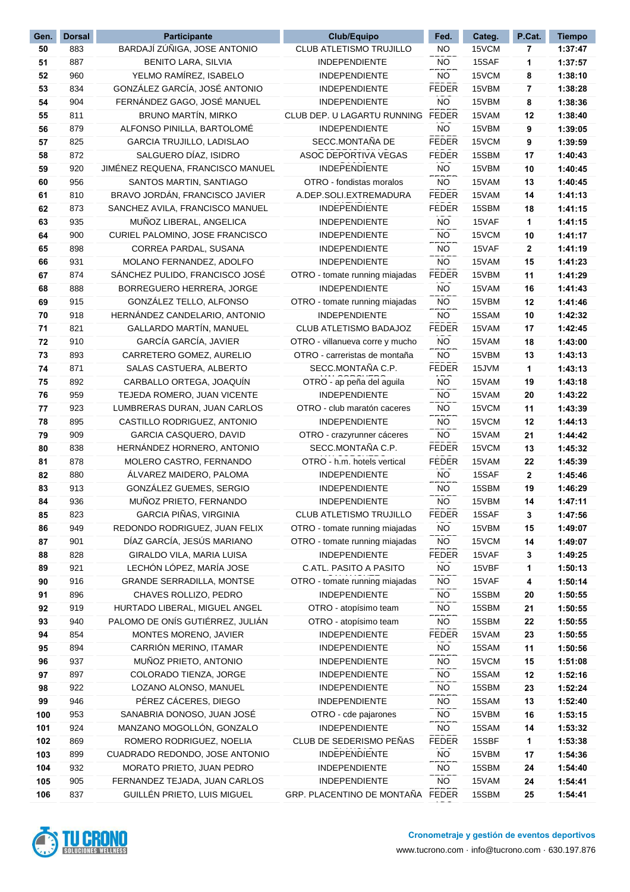| Gen. | Dorsal | Participante | Club/Equipo | Fed. | Categ. | P.Cat. | Tiempo |
|---|---|---|---|---|---|---|---|
| 50 | 883 | BARDAJÍ ZÚÑIGA, JOSE ANTONIO | CLUB ATLETISMO TRUJILLO | NO | 15VCM | 7 | 1:37:47 |
| 51 | 887 | BENITO LARA, SILVIA | INDEPENDIENTE | NO | 15SAF | 1 | 1:37:57 |
| 52 | 960 | YELMO RAMÍREZ, ISABELO | INDEPENDIENTE | NO | 15VCM | 8 | 1:38:10 |
| 53 | 834 | GONZÁLEZ GARCÍA, JOSÉ ANTONIO | INDEPENDIENTE | FEDER | 15VBM | 7 | 1:38:28 |
| 54 | 904 | FERNÁNDEZ GAGO, JOSÉ MANUEL | INDEPENDIENTE | NO | 15VBM | 8 | 1:38:36 |
| 55 | 811 | BRUNO MARTÍN, MIRKO | CLUB DEP. U LAGARTU RUNNING | FEDER | 15VAM | 12 | 1:38:40 |
| 56 | 879 | ALFONSO PINILLA, BARTOLOMÉ | INDEPENDIENTE | NO | 15VBM | 9 | 1:39:05 |
| 57 | 825 | GARCIA TRUJILLO, LADISLAO | SECC.MONTAÑA DE | FEDER | 15VCM | 9 | 1:39:59 |
| 58 | 872 | SALGUERO DÍAZ, ISIDRO | ASOC DEPORTIVA VEGAS | FEDER | 15SBM | 17 | 1:40:43 |
| 59 | 920 | JIMÉNEZ REQUENA, FRANCISCO MANUEL | INDEPENDIENTE | NO | 15VBM | 10 | 1:40:45 |
| 60 | 956 | SANTOS MARTIN, SANTIAGO | OTRO - fondistas moralos | NO | 15VAM | 13 | 1:40:45 |
| 61 | 810 | BRAVO JORDÁN, FRANCISCO JAVIER | A.DEP.SOLI.EXTREMADURA | FEDER | 15VAM | 14 | 1:41:13 |
| 62 | 873 | SANCHEZ AVILA, FRANCISCO MANUEL | INDEPENDIENTE | FEDER | 15SBM | 18 | 1:41:15 |
| 63 | 935 | MUÑOZ LIBERAL, ANGELICA | INDEPENDIENTE | NO | 15VAF | 1 | 1:41:15 |
| 64 | 900 | CURIEL PALOMINO, JOSE FRANCISCO | INDEPENDIENTE | NO | 15VCM | 10 | 1:41:17 |
| 65 | 898 | CORREA PARDAL, SUSANA | INDEPENDIENTE | NO | 15VAF | 2 | 1:41:19 |
| 66 | 931 | MOLANO FERNANDEZ, ADOLFO | INDEPENDIENTE | NO | 15VAM | 15 | 1:41:23 |
| 67 | 874 | SÁNCHEZ PULIDO, FRANCISCO JOSÉ | OTRO - tomate running miajadas | FEDER | 15VBM | 11 | 1:41:29 |
| 68 | 888 | BORREGUERO HERRERA, JORGE | INDEPENDIENTE | NO | 15VAM | 16 | 1:41:43 |
| 69 | 915 | GONZÁLEZ TELLO, ALFONSO | OTRO - tomate running miajadas | NO | 15VBM | 12 | 1:41:46 |
| 70 | 918 | HERNÁNDEZ CANDELARIO, ANTONIO | INDEPENDIENTE | NO | 15SAM | 10 | 1:42:32 |
| 71 | 821 | GALLARDO MARTÍN, MANUEL | CLUB ATLETISMO BADAJOZ | FEDER | 15VAM | 17 | 1:42:45 |
| 72 | 910 | GARCÍA GARCÍA, JAVIER | OTRO - villanueva corre y mucho | NO | 15VAM | 18 | 1:43:00 |
| 73 | 893 | CARRETERO GOMEZ, AURELIO | OTRO - carreristas de montaña | NO | 15VBM | 13 | 1:43:13 |
| 74 | 871 | SALAS CASTUERA, ALBERTO | SECC.MONTAÑA C.P. | FEDER | 15JVM | 1 | 1:43:13 |
| 75 | 892 | CARBALLO ORTEGA, JOAQUÍN | OTRO - ap peña del aguila | NO | 15VAM | 19 | 1:43:18 |
| 76 | 959 | TEJEDA ROMERO, JUAN VICENTE | INDEPENDIENTE | NO | 15VAM | 20 | 1:43:22 |
| 77 | 923 | LUMBRERAS DURAN, JUAN CARLOS | OTRO - club maratón caceres | NO | 15VCM | 11 | 1:43:39 |
| 78 | 895 | CASTILLO RODRIGUEZ, ANTONIO | INDEPENDIENTE | NO | 15VCM | 12 | 1:44:13 |
| 79 | 909 | GARCIA CASQUERO, DAVID | OTRO - crazyrunner cáceres | NO | 15VAM | 21 | 1:44:42 |
| 80 | 838 | HERNÁNDEZ HORNERO, ANTONIO | SECC.MONTAÑA C.P. | FEDER | 15VCM | 13 | 1:45:32 |
| 81 | 878 | MOLERO CASTRO, FERNANDO | OTRO - h.m. hotels vertical | FEDER | 15VAM | 22 | 1:45:39 |
| 82 | 880 | ÁLVAREZ MAIDERO, PALOMA | INDEPENDIENTE | NO | 15SAF | 2 | 1:45:46 |
| 83 | 913 | GONZÁLEZ GUEMES, SERGIO | INDEPENDIENTE | NO | 15SBM | 19 | 1:46:29 |
| 84 | 936 | MUÑOZ PRIETO, FERNANDO | INDEPENDIENTE | NO | 15VBM | 14 | 1:47:11 |
| 85 | 823 | GARCIA PIÑAS, VIRGINIA | CLUB ATLETISMO TRUJILLO | FEDER | 15SAF | 3 | 1:47:56 |
| 86 | 949 | REDONDO RODRIGUEZ, JUAN FELIX | OTRO - tomate running miajadas | NO | 15VBM | 15 | 1:49:07 |
| 87 | 901 | DÍAZ GARCÍA, JESÚS MARIANO | OTRO - tomate running miajadas | NO | 15VCM | 14 | 1:49:07 |
| 88 | 828 | GIRALDO VILA, MARIA LUISA | INDEPENDIENTE | FEDER | 15VAF | 3 | 1:49:25 |
| 89 | 921 | LECHÓN LÓPEZ, MARÍA JOSE | C.ATL. PASITO A PASITO | NO | 15VBF | 1 | 1:50:13 |
| 90 | 916 | GRANDE SERRADILLA, MONTSE | OTRO - tomate running miajadas | NO | 15VAF | 4 | 1:50:14 |
| 91 | 896 | CHAVES ROLLIZO, PEDRO | INDEPENDIENTE | NO | 15SBM | 20 | 1:50:55 |
| 92 | 919 | HURTADO LIBERAL, MIGUEL ANGEL | OTRO - atopísimo team | NO | 15SBM | 21 | 1:50:55 |
| 93 | 940 | PALOMO DE ONÍS GUTIÉRREZ, JULIÁN | OTRO - atopísimo team | NO | 15SBM | 22 | 1:50:55 |
| 94 | 854 | MONTES MORENO, JAVIER | INDEPENDIENTE | FEDER | 15VAM | 23 | 1:50:55 |
| 95 | 894 | CARRIÓN MERINO, ITAMAR | INDEPENDIENTE | NO | 15SAM | 11 | 1:50:56 |
| 96 | 937 | MUÑOZ PRIETO, ANTONIO | INDEPENDIENTE | NO | 15VCM | 15 | 1:51:08 |
| 97 | 897 | COLORADO TIENZA, JORGE | INDEPENDIENTE | NO | 15SAM | 12 | 1:52:16 |
| 98 | 922 | LOZANO ALONSO, MANUEL | INDEPENDIENTE | NO | 15SBM | 23 | 1:52:24 |
| 99 | 946 | PÉREZ CÁCERES, DIEGO | INDEPENDIENTE | NO | 15SAM | 13 | 1:52:40 |
| 100 | 953 | SANABRIA DONOSO, JUAN JOSÉ | OTRO - cde pajarones | NO | 15VBM | 16 | 1:53:15 |
| 101 | 924 | MANZANO MOGOLLÓN, GONZALO | INDEPENDIENTE | NO | 15SAM | 14 | 1:53:32 |
| 102 | 869 | ROMERO RODRIGUEZ, NOELIA | CLUB DE SEDERISMO PEÑAS | FEDER | 15SBF | 1 | 1:53:38 |
| 103 | 899 | CUADRADO REDONDO, JOSE ANTONIO | INDEPENDIENTE | NO | 15VBM | 17 | 1:54:36 |
| 104 | 932 | MORATO PRIETO, JUAN PEDRO | INDEPENDIENTE | NO | 15SBM | 24 | 1:54:40 |
| 105 | 905 | FERNANDEZ TEJADA, JUAN CARLOS | INDEPENDIENTE | NO | 15VAM | 24 | 1:54:41 |
| 106 | 837 | GUILLÉN PRIETO, LUIS MIGUEL | GRP. PLACENTINO DE MONTAÑA | FEDER | 15SBM | 25 | 1:54:41 |

TU CRONO SOLUCIONES WELLNESS

**Cronometraje y gestión de eventos deportivos**

www.tucrono.com · info@tucrono.com · 630.197.876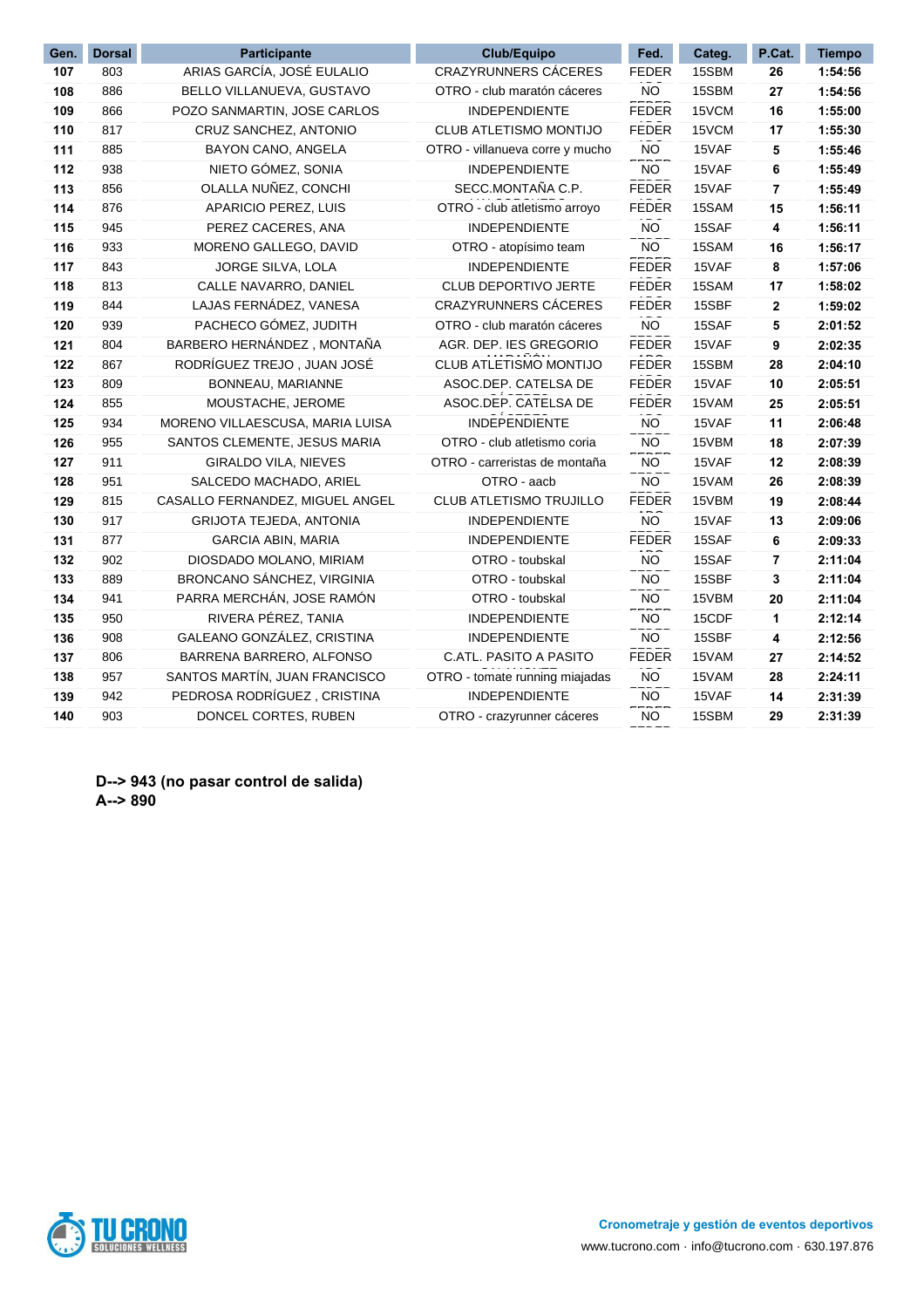| Gen. | Dorsal | Participante | Club/Equipo | Fed. | Categ. | P.Cat. | Tiempo |
|---|---|---|---|---|---|---|---|
| 107 | 803 | ARIAS GARCÍA, JOSÉ EULALIO | CRAZYRUNNERS CÁCERES | FEDER | 15SBM | 26 | 1:54:56 |
| 108 | 886 | BELLO VILLANUEVA, GUSTAVO | OTRO - club maratón cáceres | NO | 15SBM | 27 | 1:54:56 |
| 109 | 866 | POZO SANMARTIN, JOSE CARLOS | INDEPENDIENTE | FEDER | 15VCM | 16 | 1:55:00 |
| 110 | 817 | CRUZ SANCHEZ, ANTONIO | CLUB ATLETISMO MONTIJO | FEDER | 15VCM | 17 | 1:55:30 |
| 111 | 885 | BAYON CANO, ANGELA | OTRO - villanueva corre y mucho | NO | 15VAF | 5 | 1:55:46 |
| 112 | 938 | NIETO GÓMEZ, SONIA | INDEPENDIENTE | NO | 15VAF | 6 | 1:55:49 |
| 113 | 856 | OLALLA NUÑEZ, CONCHI | SECC.MONTAÑA C.P. | FEDER | 15VAF | 7 | 1:55:49 |
| 114 | 876 | APARICIO PEREZ, LUIS | OTRO - club atletismo arroyo | FEDER | 15SAM | 15 | 1:56:11 |
| 115 | 945 | PEREZ CACERES, ANA | INDEPENDIENTE | NO | 15SAF | 4 | 1:56:11 |
| 116 | 933 | MORENO GALLEGO, DAVID | OTRO - atopísimo team | NO | 15SAM | 16 | 1:56:17 |
| 117 | 843 | JORGE SILVA, LOLA | INDEPENDIENTE | FEDER | 15VAF | 8 | 1:57:06 |
| 118 | 813 | CALLE NAVARRO, DANIEL | CLUB DEPORTIVO JERTE | FEDER | 15SAM | 17 | 1:58:02 |
| 119 | 844 | LAJAS FERNÁDEZ, VANESA | CRAZYRUNNERS CÁCERES | FEDER | 15SBF | 2 | 1:59:02 |
| 120 | 939 | PACHECO GÓMEZ, JUDITH | OTRO - club maratón cáceres | NO | 15SAF | 5 | 2:01:52 |
| 121 | 804 | BARBERO HERNÁNDEZ , MONTAÑA | AGR. DEP. IES GREGORIO | FEDER | 15VAF | 9 | 2:02:35 |
| 122 | 867 | RODRÍGUEZ TREJO , JUAN JOSÉ | CLUB ATLETISMO MONTIJO | FEDER | 15SBM | 28 | 2:04:10 |
| 123 | 809 | BONNEAU, MARIANNE | ASOC.DEP. CATELSA DE | FEDER | 15VAF | 10 | 2:05:51 |
| 124 | 855 | MOUSTACHE, JEROME | ASOC.DEP. CATELSA DE | FEDER | 15VAM | 25 | 2:05:51 |
| 125 | 934 | MORENO VILLAESCUSA, MARIA LUISA | INDEPENDIENTE | NO | 15VAF | 11 | 2:06:48 |
| 126 | 955 | SANTOS CLEMENTE, JESUS MARIA | OTRO - club atletismo coria | NO | 15VBM | 18 | 2:07:39 |
| 127 | 911 | GIRALDO VILA, NIEVES | OTRO - carreristas de montaña | NO | 15VAF | 12 | 2:08:39 |
| 128 | 951 | SALCEDO MACHADO, ARIEL | OTRO - aacb | NO | 15VAM | 26 | 2:08:39 |
| 129 | 815 | CASALLO FERNANDEZ, MIGUEL ANGEL | CLUB ATLETISMO TRUJILLO | FEDER | 15VBM | 19 | 2:08:44 |
| 130 | 917 | GRIJOTA TEJEDA, ANTONIA | INDEPENDIENTE | NO | 15VAF | 13 | 2:09:06 |
| 131 | 877 | GARCIA ABIN, MARIA | INDEPENDIENTE | FEDER | 15SAF | 6 | 2:09:33 |
| 132 | 902 | DIOSDADO MOLANO, MIRIAM | OTRO - toubskal | NO | 15SAF | 7 | 2:11:04 |
| 133 | 889 | BRONCANO SÁNCHEZ, VIRGINIA | OTRO - toubskal | NO | 15SBF | 3 | 2:11:04 |
| 134 | 941 | PARRA MERCHÁN, JOSE RAMÓN | OTRO - toubskal | NO | 15VBM | 20 | 2:11:04 |
| 135 | 950 | RIVERA PÉREZ, TANIA | INDEPENDIENTE | NO | 15CDF | 1 | 2:12:14 |
| 136 | 908 | GALEANO GONZÁLEZ, CRISTINA | INDEPENDIENTE | NO | 15SBF | 4 | 2:12:56 |
| 137 | 806 | BARRENA BARRERO, ALFONSO | C.ATL. PASITO A PASITO | FEDER | 15VAM | 27 | 2:14:52 |
| 138 | 957 | SANTOS MARTÍN, JUAN FRANCISCO | OTRO - tomate running miajadas | NO | 15VAM | 28 | 2:24:11 |
| 139 | 942 | PEDROSA RODRÍGUEZ , CRISTINA | INDEPENDIENTE | NO | 15VAF | 14 | 2:31:39 |
| 140 | 903 | DONCEL CORTES, RUBEN | OTRO - crazyrunner cáceres | NO | 15SBM | 29 | 2:31:39 |

**D--> 943 (no pasar control de salida)**
**A--> 890**

TU CRONO SOLUCIONES WELLNESS

**Cronometraje y gestión de eventos deportivos**
www.tucrono.com · info@tucrono.com · 630.197.876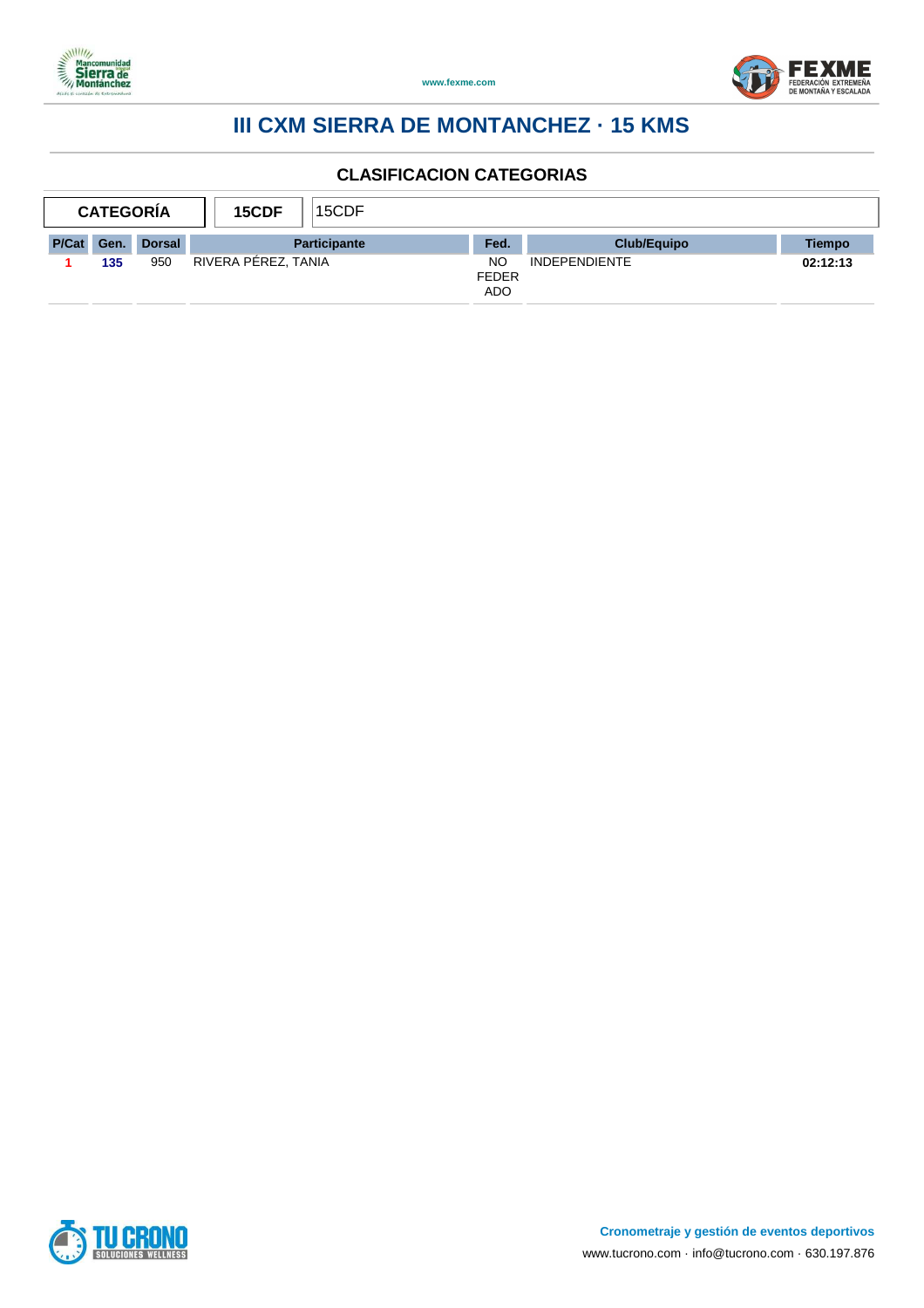# III CXM SIERRA DE MONTANCHEZ · 15 KMS

## CLASIFICACION CATEGORIAS

| CATEGORÍA | 15CDF | 15CDF |
|---|---|---|

| P/Cat | Gen. | Dorsal | Participante | Fed. | Club/Equipo | Tiempo |
|---|---|---|---|---|---|---|
| 1 | 135 | 950 | RIVERA PÉREZ, TANIA | NO FEDERADO | INDEPENDIENTE | 02:12:13 |

**Cronometraje y gestión de eventos deportivos**

www.tucrono.com · info@tucrono.com · 630.197.876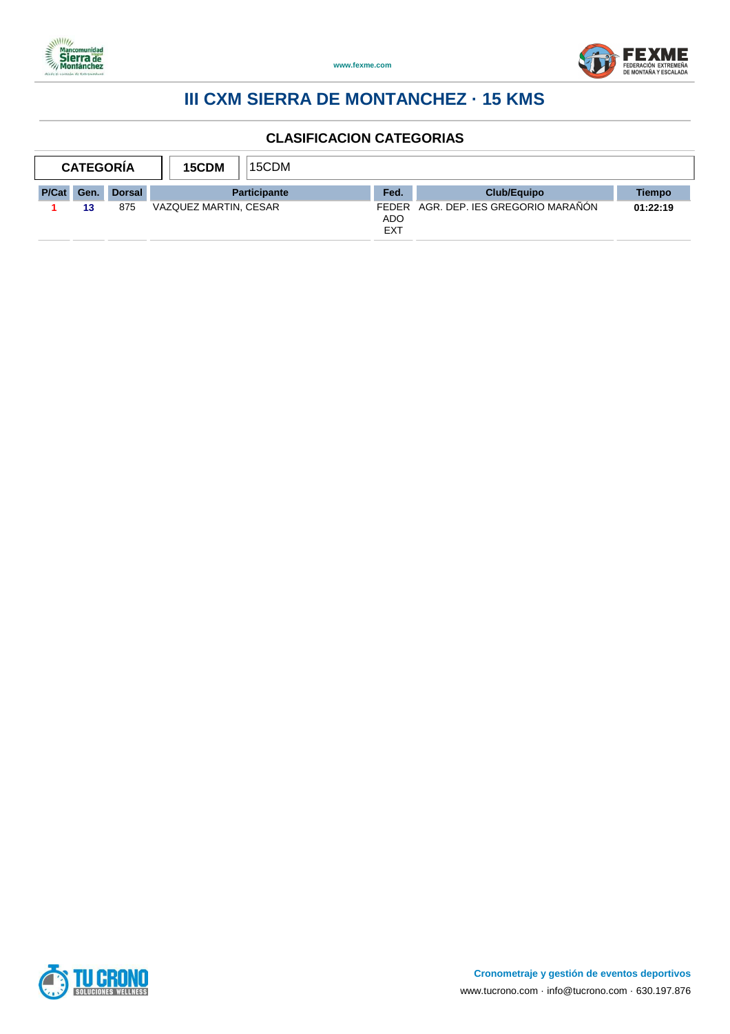# III CXM SIERRA DE MONTANCHEZ · 15 KMS

## CLASIFICACION CATEGORIAS

| CATEGORÍA | 15CDM | 15CDM |
|---|---|---|

| P/Cat | Gen. | Dorsal | Participante | Fed. | Club/Equipo | Tiempo |
|---|---|---|---|---|---|---|
| 1 | 13 | 875 | VAZQUEZ MARTIN, CESAR | FEDERADO EXT | AGR. DEP. IES GREGORIO MARAÑÓN | 01:22:19 |

**Cronometraje y gestión de eventos deportivos**

www.tucrono.com · info@tucrono.com · 630.197.876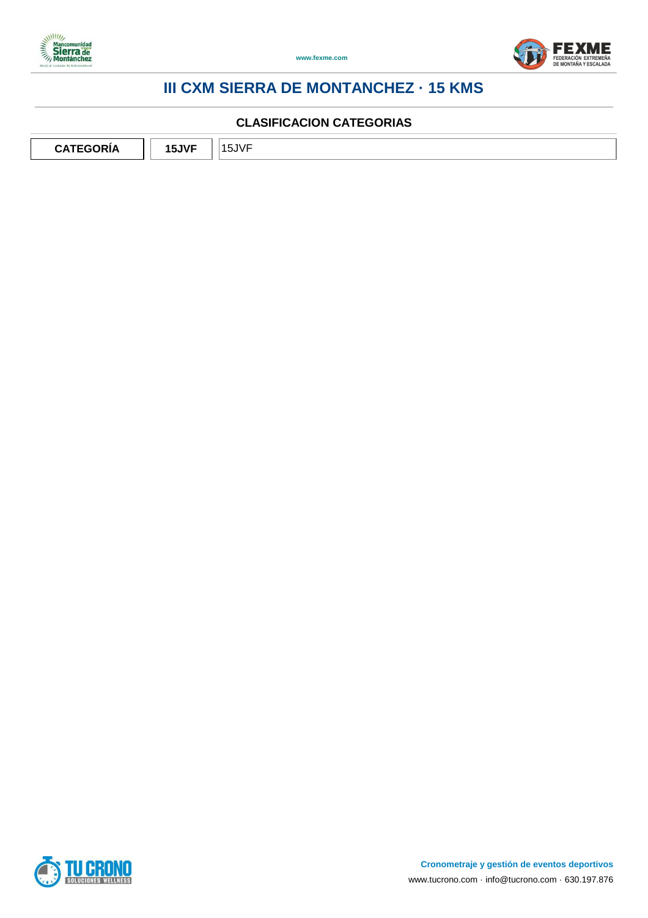# III CXM SIERRA DE MONTANCHEZ · 15 KMS

## CLASIFICACION CATEGORIAS

| CATEGORÍA | 15JVF | 15JVF |
|---|---|---|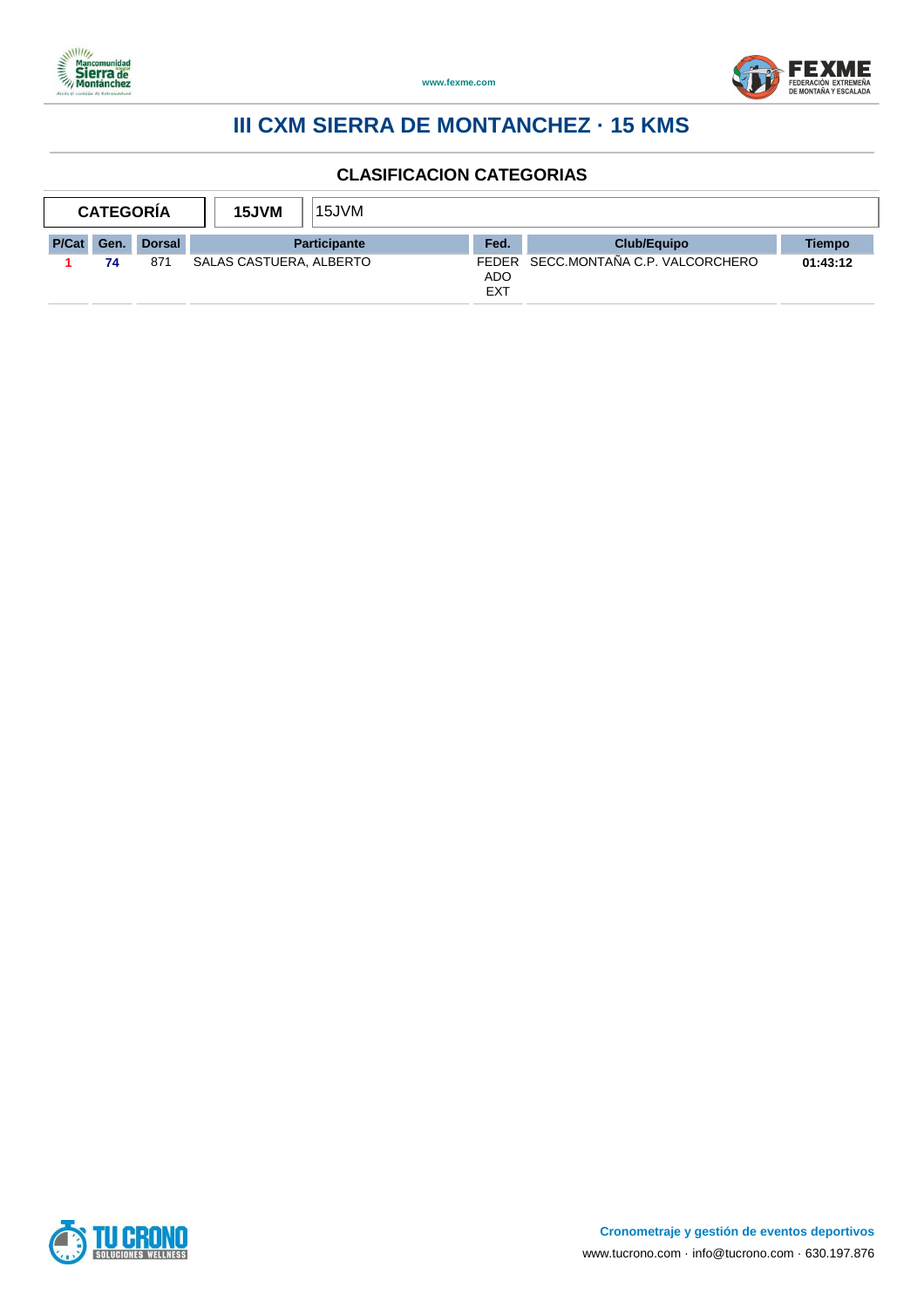# III CXM SIERRA DE MONTANCHEZ · 15 KMS

## CLASIFICACION CATEGORIAS

| CATEGORÍA | 15JVM | 15JVM |
|---|---|---|

| P/Cat | Gen. | Dorsal | Participante | Fed. | Club/Equipo | Tiempo |
|---|---|---|---|---|---|---|
| 1 | 74 | 871 | SALAS CASTUERA, ALBERTO | FEDERADO EXT | SECC.MONTAÑA C.P. VALCORCHERO | 01:43:12 |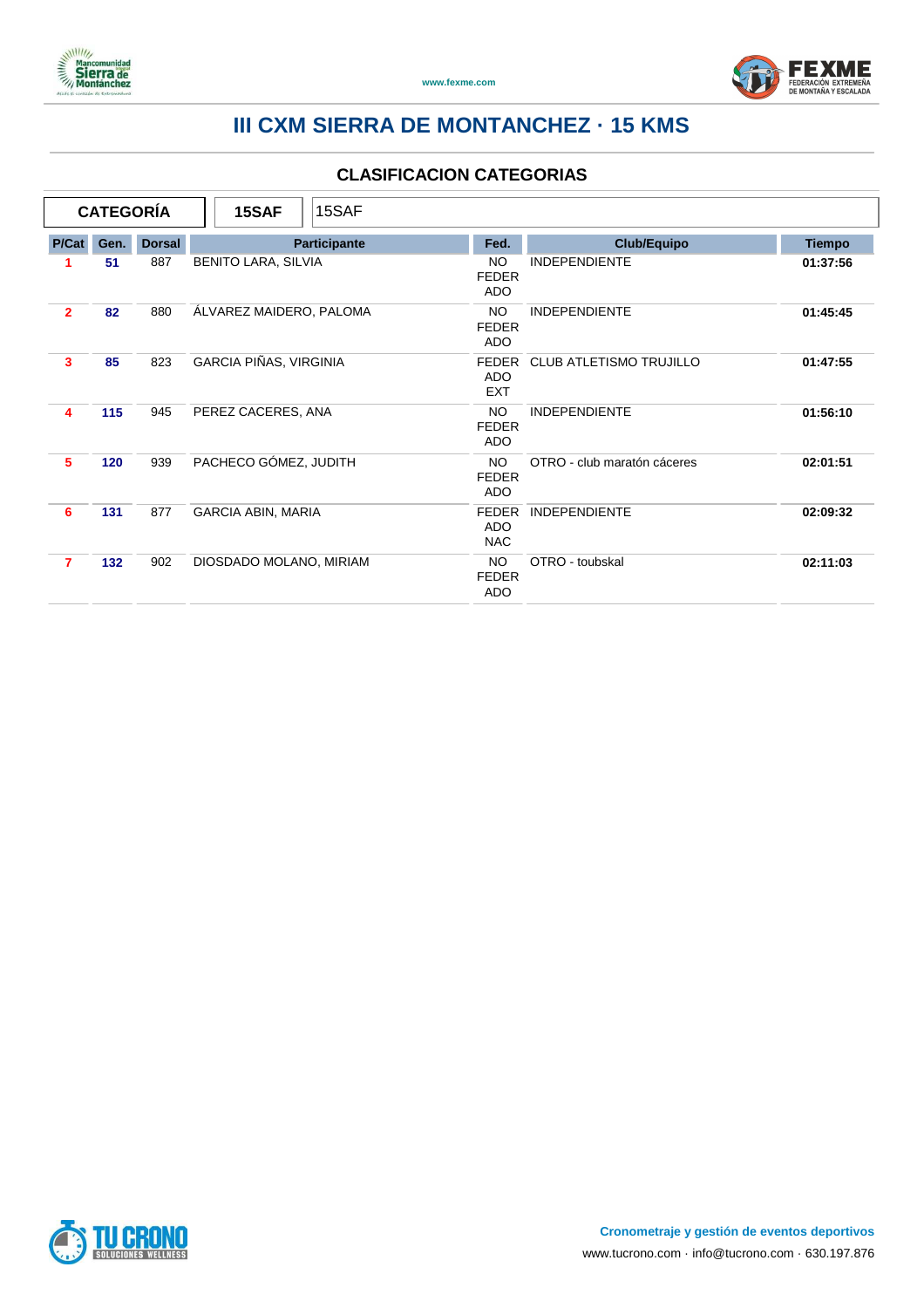# III CXM SIERRA DE MONTANCHEZ · 15 KMS

## CLASIFICACION CATEGORIAS

| CATEGORÍA | 15SAF | 15SAF |
|---|---|---|

| P/Cat | Gen. | Dorsal | Participante | Fed. | Club/Equipo | Tiempo |
|---|---|---|---|---|---|---|
| 1 | 51 | 887 | BENITO LARA, SILVIA | NO FEDERADO | INDEPENDIENTE | 01:37:56 |
| 2 | 82 | 880 | ÁLVAREZ MAIDERO, PALOMA | NO FEDERADO | INDEPENDIENTE | 01:45:45 |
| 3 | 85 | 823 | GARCIA PIÑAS, VIRGINIA | FEDERADO EXT | CLUB ATLETISMO TRUJILLO | 01:47:55 |
| 4 | 115 | 945 | PEREZ CACERES, ANA | NO FEDERADO | INDEPENDIENTE | 01:56:10 |
| 5 | 120 | 939 | PACHECO GÓMEZ, JUDITH | NO FEDERADO | OTRO - club maratón cáceres | 02:01:51 |
| 6 | 131 | 877 | GARCIA ABIN, MARIA | FEDERADO NAC | INDEPENDIENTE | 02:09:32 |
| 7 | 132 | 902 | DIOSDADO MOLANO, MIRIAM | NO FEDERADO | OTRO - toubskal | 02:11:03 |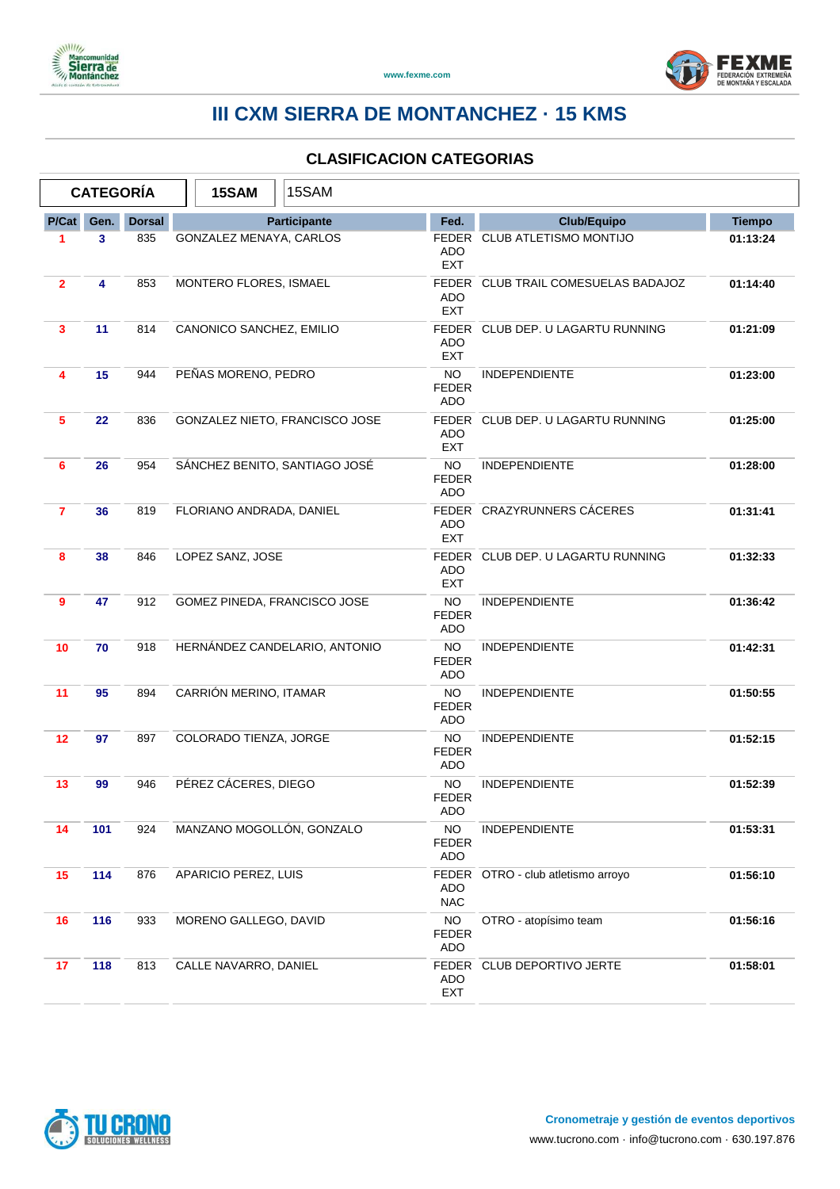# III CXM SIERRA DE MONTANCHEZ · 15 KMS

## CLASIFICACION CATEGORIAS

| CATEGORÍA | 15SAM | 15SAM |
|---|---|---|

| P/Cat | Gen. | Dorsal | Participante | Fed. | Club/Equipo | Tiempo |
|---|---|---|---|---|---|---|
| 1 | 3 | 835 | GONZALEZ MENAYA, CARLOS | FEDERADO EXT | CLUB ATLETISMO MONTIJO | 01:13:24 |
| 2 | 4 | 853 | MONTERO FLORES, ISMAEL | FEDERADO EXT | CLUB TRAIL COMESUELAS BADAJOZ | 01:14:40 |
| 3 | 11 | 814 | CANONICO SANCHEZ, EMILIO | FEDERADO EXT | CLUB DEP. U LAGARTU RUNNING | 01:21:09 |
| 4 | 15 | 944 | PEÑAS MORENO, PEDRO | NO FEDERADO | INDEPENDIENTE | 01:23:00 |
| 5 | 22 | 836 | GONZALEZ NIETO, FRANCISCO JOSE | FEDERADO EXT | CLUB DEP. U LAGARTU RUNNING | 01:25:00 |
| 6 | 26 | 954 | SÁNCHEZ BENITO, SANTIAGO JOSÉ | NO FEDERADO | INDEPENDIENTE | 01:28:00 |
| 7 | 36 | 819 | FLORIANO ANDRADA, DANIEL | FEDERADO EXT | CRAZYRUNNERS CÁCERES | 01:31:41 |
| 8 | 38 | 846 | LOPEZ SANZ, JOSE | FEDERADO EXT | CLUB DEP. U LAGARTU RUNNING | 01:32:33 |
| 9 | 47 | 912 | GOMEZ PINEDA, FRANCISCO JOSE | NO FEDERADO | INDEPENDIENTE | 01:36:42 |
| 10 | 70 | 918 | HERNÁNDEZ CANDELARIO, ANTONIO | NO FEDERADO | INDEPENDIENTE | 01:42:31 |
| 11 | 95 | 894 | CARRIÓN MERINO, ITAMAR | NO FEDERADO | INDEPENDIENTE | 01:50:55 |
| 12 | 97 | 897 | COLORADO TIENZA, JORGE | NO FEDERADO | INDEPENDIENTE | 01:52:15 |
| 13 | 99 | 946 | PÉREZ CÁCERES, DIEGO | NO FEDERADO | INDEPENDIENTE | 01:52:39 |
| 14 | 101 | 924 | MANZANO MOGOLLÓN, GONZALO | NO FEDERADO | INDEPENDIENTE | 01:53:31 |
| 15 | 114 | 876 | APARICIO PEREZ, LUIS | FEDERADO NAC | OTRO - club atletismo arroyo | 01:56:10 |
| 16 | 116 | 933 | MORENO GALLEGO, DAVID | NO FEDERADO | OTRO - atopísimo team | 01:56:16 |
| 17 | 118 | 813 | CALLE NAVARRO, DANIEL | FEDERADO EXT | CLUB DEPORTIVO JERTE | 01:58:01 |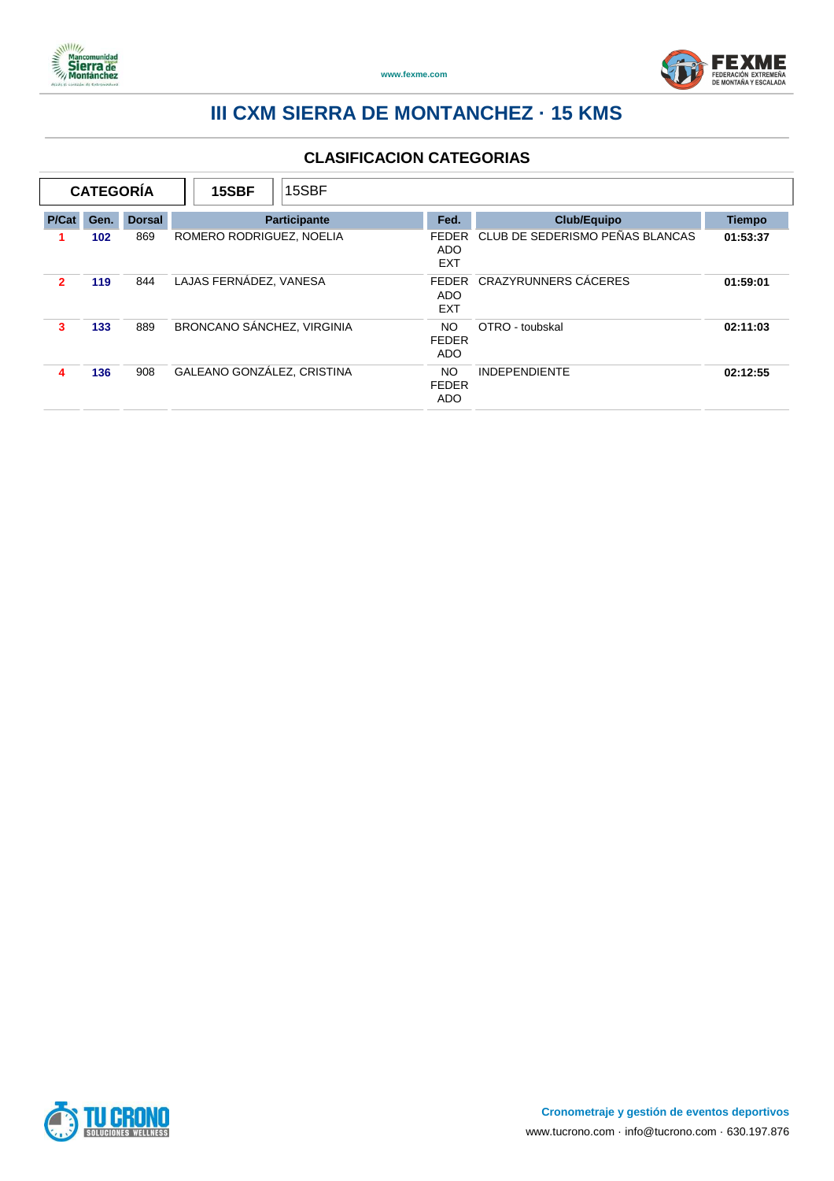# III CXM SIERRA DE MONTANCHEZ · 15 KMS

## CLASIFICACION CATEGORIAS

| CATEGORÍA | 15SBF | 15SBF |
|---|---|---|

| P/Cat | Gen. | Dorsal | Participante | Fed. | Club/Equipo | Tiempo |
|---|---|---|---|---|---|---|
| 1 | 102 | 869 | ROMERO RODRIGUEZ, NOELIA | FEDERADO EXT | CLUB DE SEDERISMO PEÑAS BLANCAS | 01:53:37 |
| 2 | 119 | 844 | LAJAS FERNÁDEZ, VANESA | FEDERADO EXT | CRAZYRUNNERS CÁCERES | 01:59:01 |
| 3 | 133 | 889 | BRONCANO SÁNCHEZ, VIRGINIA | NO FEDERADO | OTRO - toubskal | 02:11:03 |
| 4 | 136 | 908 | GALEANO GONZÁLEZ, CRISTINA | NO FEDERADO | INDEPENDIENTE | 02:12:55 |

**Cronometraje y gestión de eventos deportivos**

www.tucrono.com · info@tucrono.com · 630.197.876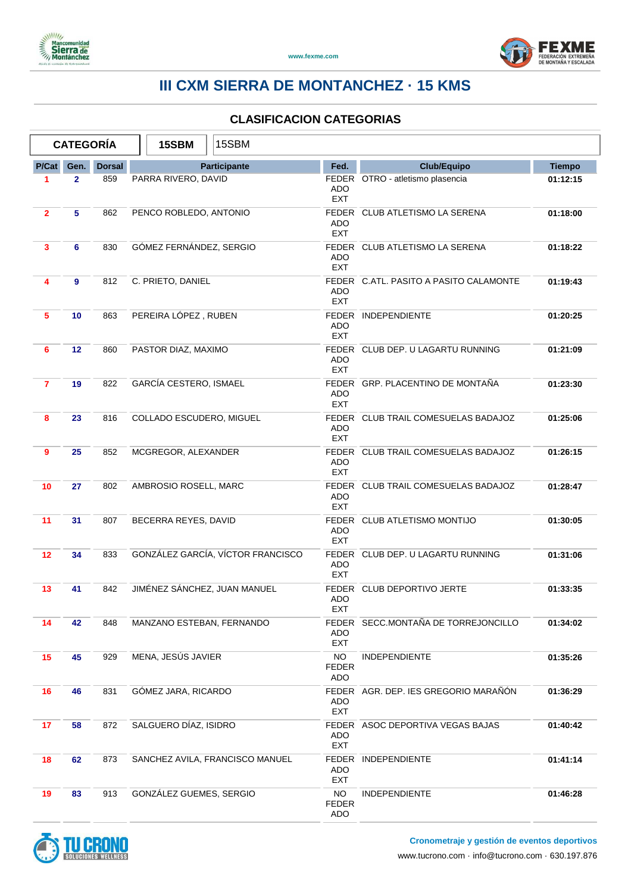# III CXM SIERRA DE MONTANCHEZ · 15 KMS

## CLASIFICACION CATEGORIAS

| CATEGORÍA | 15SBM | 15SBM |
|---|---|---|

| P/Cat | Gen. | Dorsal | Participante | Fed. | Club/Equipo | Tiempo |
|---|---|---|---|---|---|---|
| 1 | 2 | 859 | PARRA RIVERO, DAVID | FEDERADO EXT | OTRO - atletismo plasencia | 01:12:15 |
| 2 | 5 | 862 | PENCO ROBLEDO, ANTONIO | FEDERADO EXT | CLUB ATLETISMO LA SERENA | 01:18:00 |
| 3 | 6 | 830 | GÓMEZ FERNÁNDEZ, SERGIO | FEDERADO EXT | CLUB ATLETISMO LA SERENA | 01:18:22 |
| 4 | 9 | 812 | C. PRIETO, DANIEL | FEDERADO EXT | C.ATL. PASITO A PASITO CALAMONTE | 01:19:43 |
| 5 | 10 | 863 | PEREIRA LÓPEZ , RUBEN | FEDERADO EXT | INDEPENDIENTE | 01:20:25 |
| 6 | 12 | 860 | PASTOR DIAZ, MAXIMO | FEDERADO EXT | CLUB DEP. U LAGARTU RUNNING | 01:21:09 |
| 7 | 19 | 822 | GARCÍA CESTERO, ISMAEL | FEDERADO EXT | GRP. PLACENTINO DE MONTAÑA | 01:23:30 |
| 8 | 23 | 816 | COLLADO ESCUDERO, MIGUEL | FEDERADO EXT | CLUB TRAIL COMESUELAS BADAJOZ | 01:25:06 |
| 9 | 25 | 852 | MCGREGOR, ALEXANDER | FEDERADO EXT | CLUB TRAIL COMESUELAS BADAJOZ | 01:26:15 |
| 10 | 27 | 802 | AMBROSIO ROSELL, MARC | FEDERADO EXT | CLUB TRAIL COMESUELAS BADAJOZ | 01:28:47 |
| 11 | 31 | 807 | BECERRA REYES, DAVID | FEDERADO EXT | CLUB ATLETISMO MONTIJO | 01:30:05 |
| 12 | 34 | 833 | GONZÁLEZ GARCÍA, VÍCTOR FRANCISCO | FEDERADO EXT | CLUB DEP. U LAGARTU RUNNING | 01:31:06 |
| 13 | 41 | 842 | JIMÉNEZ SÁNCHEZ, JUAN MANUEL | FEDERADO EXT | CLUB DEPORTIVO JERTE | 01:33:35 |
| 14 | 42 | 848 | MANZANO ESTEBAN, FERNANDO | FEDERADO EXT | SECC.MONTAÑA DE TORREJONCILLO | 01:34:02 |
| 15 | 45 | 929 | MENA, JESÚS JAVIER | NO FEDERADO | INDEPENDIENTE | 01:35:26 |
| 16 | 46 | 831 | GÓMEZ JARA, RICARDO | FEDERADO EXT | AGR. DEP. IES GREGORIO MARAÑÓN | 01:36:29 |
| 17 | 58 | 872 | SALGUERO DÍAZ, ISIDRO | FEDERADO EXT | ASOC DEPORTIVA VEGAS BAJAS | 01:40:42 |
| 18 | 62 | 873 | SANCHEZ AVILA, FRANCISCO MANUEL | FEDERADO EXT | INDEPENDIENTE | 01:41:14 |
| 19 | 83 | 913 | GONZÁLEZ GUEMES, SERGIO | NO FEDERADO | INDEPENDIENTE | 01:46:28 |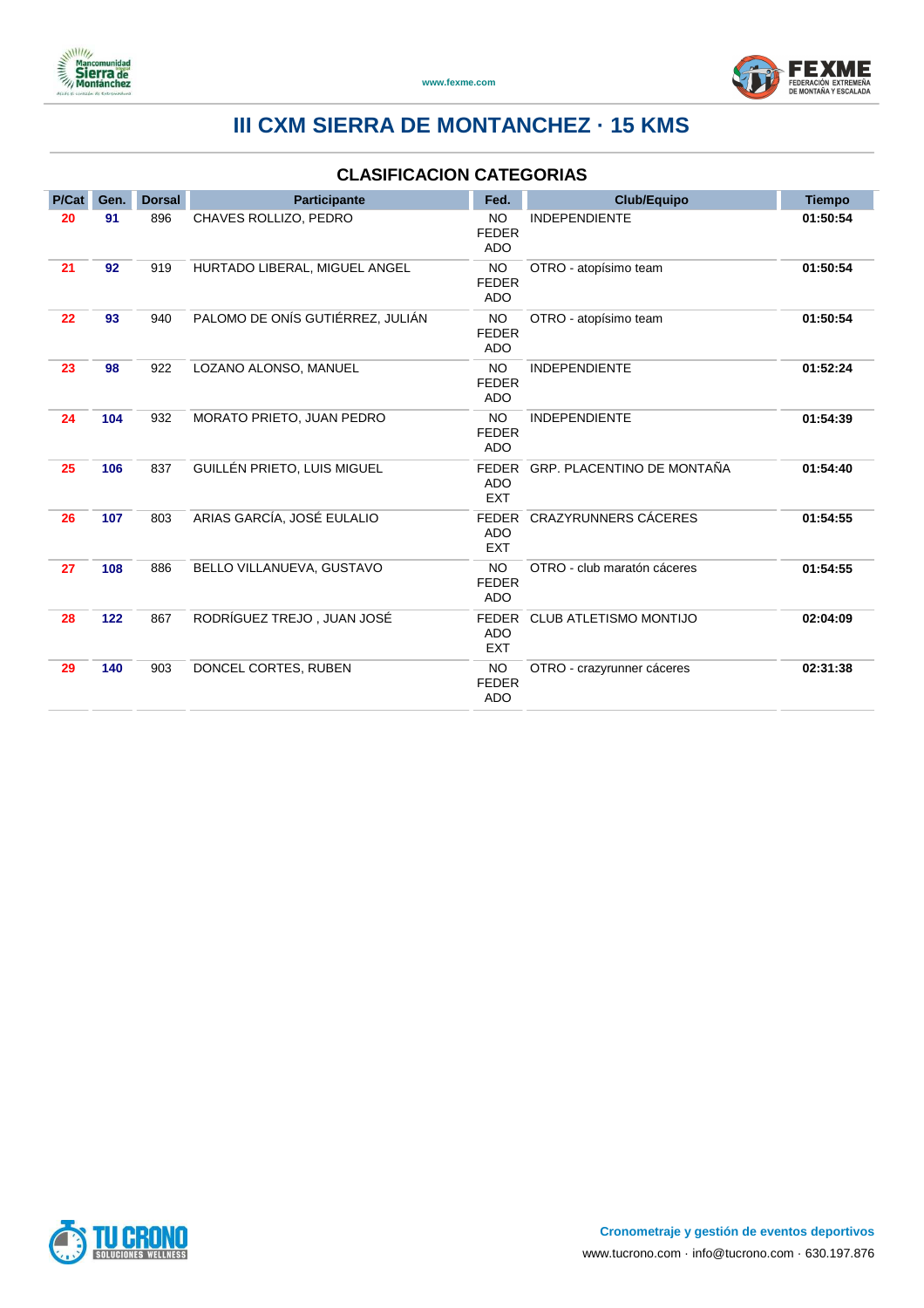# III CXM SIERRA DE MONTANCHEZ · 15 KMS

## CLASIFICACION CATEGORIAS

| P/Cat | Gen. | Dorsal | Participante | Fed. | Club/Equipo | Tiempo |
|---|---|---|---|---|---|---|
| 20 | 91 | 896 | CHAVES ROLLIZO, PEDRO | NO FEDERADO | INDEPENDIENTE | 01:50:54 |
| 21 | 92 | 919 | HURTADO LIBERAL, MIGUEL ANGEL | NO FEDERADO | OTRO - atopísimo team | 01:50:54 |
| 22 | 93 | 940 | PALOMO DE ONÍS GUTIÉRREZ, JULIÁN | NO FEDERADO | OTRO - atopísimo team | 01:50:54 |
| 23 | 98 | 922 | LOZANO ALONSO, MANUEL | NO FEDERADO | INDEPENDIENTE | 01:52:24 |
| 24 | 104 | 932 | MORATO PRIETO, JUAN PEDRO | NO FEDERADO | INDEPENDIENTE | 01:54:39 |
| 25 | 106 | 837 | GUILLÉN PRIETO, LUIS MIGUEL | FEDERADO EXT | GRP. PLACENTINO DE MONTAÑA | 01:54:40 |
| 26 | 107 | 803 | ARIAS GARCÍA, JOSÉ EULALIO | FEDERADO EXT | CRAZYRUNNERS CÁCERES | 01:54:55 |
| 27 | 108 | 886 | BELLO VILLANUEVA, GUSTAVO | NO FEDERADO | OTRO - club maratón cáceres | 01:54:55 |
| 28 | 122 | 867 | RODRÍGUEZ TREJO , JUAN JOSÉ | FEDERADO EXT | CLUB ATLETISMO MONTIJO | 02:04:09 |
| 29 | 140 | 903 | DONCEL CORTES, RUBEN | NO FEDERADO | OTRO - crazyrunner cáceres | 02:31:38 |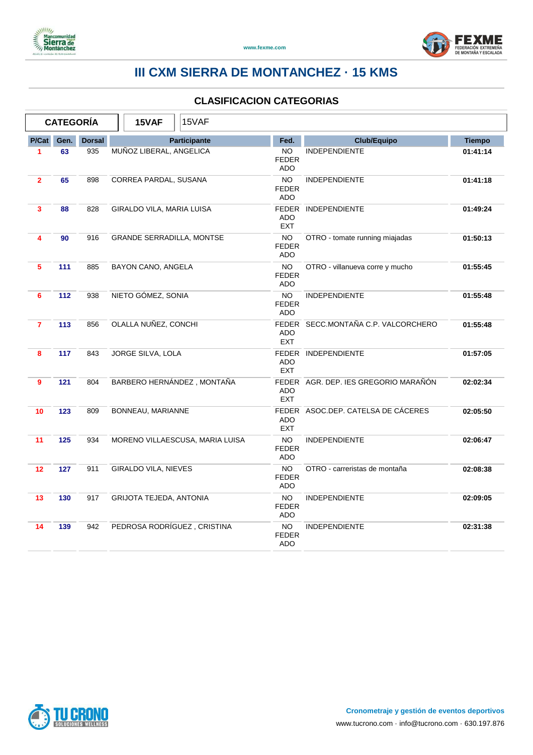# III CXM SIERRA DE MONTANCHEZ · 15 KMS

## CLASIFICACION CATEGORIAS

| CATEGORÍA | 15VAF | 15VAF |
|---|---|---|

| P/Cat | Gen. | Dorsal | Participante | Fed. | Club/Equipo | Tiempo |
|---|---|---|---|---|---|---|
| 1 | 63 | 935 | MUÑOZ LIBERAL, ANGELICA | NO FEDERADO | INDEPENDIENTE | 01:41:14 |
| 2 | 65 | 898 | CORREA PARDAL, SUSANA | NO FEDERADO | INDEPENDIENTE | 01:41:18 |
| 3 | 88 | 828 | GIRALDO VILA, MARIA LUISA | FEDERADO EXT | INDEPENDIENTE | 01:49:24 |
| 4 | 90 | 916 | GRANDE SERRADILLA, MONTSE | NO FEDERADO | OTRO - tomate running miajadas | 01:50:13 |
| 5 | 111 | 885 | BAYON CANO, ANGELA | NO FEDERADO | OTRO - villanueva corre y mucho | 01:55:45 |
| 6 | 112 | 938 | NIETO GÓMEZ, SONIA | NO FEDERADO | INDEPENDIENTE | 01:55:48 |
| 7 | 113 | 856 | OLALLA NUÑEZ, CONCHI | FEDERADO EXT | SECC.MONTAÑA C.P. VALCORCHERO | 01:55:48 |
| 8 | 117 | 843 | JORGE SILVA, LOLA | FEDERADO EXT | INDEPENDIENTE | 01:57:05 |
| 9 | 121 | 804 | BARBERO HERNÁNDEZ , MONTAÑA | FEDERADO EXT | AGR. DEP. IES GREGORIO MARAÑÓN | 02:02:34 |
| 10 | 123 | 809 | BONNEAU, MARIANNE | FEDERADO EXT | ASOC.DEP. CATELSA DE CÁCERES | 02:05:50 |
| 11 | 125 | 934 | MORENO VILLAESCUSA, MARIA LUISA | NO FEDERADO | INDEPENDIENTE | 02:06:47 |
| 12 | 127 | 911 | GIRALDO VILA, NIEVES | NO FEDERADO | OTRO - carreristas de montaña | 02:08:38 |
| 13 | 130 | 917 | GRIJOTA TEJEDA, ANTONIA | NO FEDERADO | INDEPENDIENTE | 02:09:05 |
| 14 | 139 | 942 | PEDROSA RODRÍGUEZ , CRISTINA | NO FEDERADO | INDEPENDIENTE | 02:31:38 |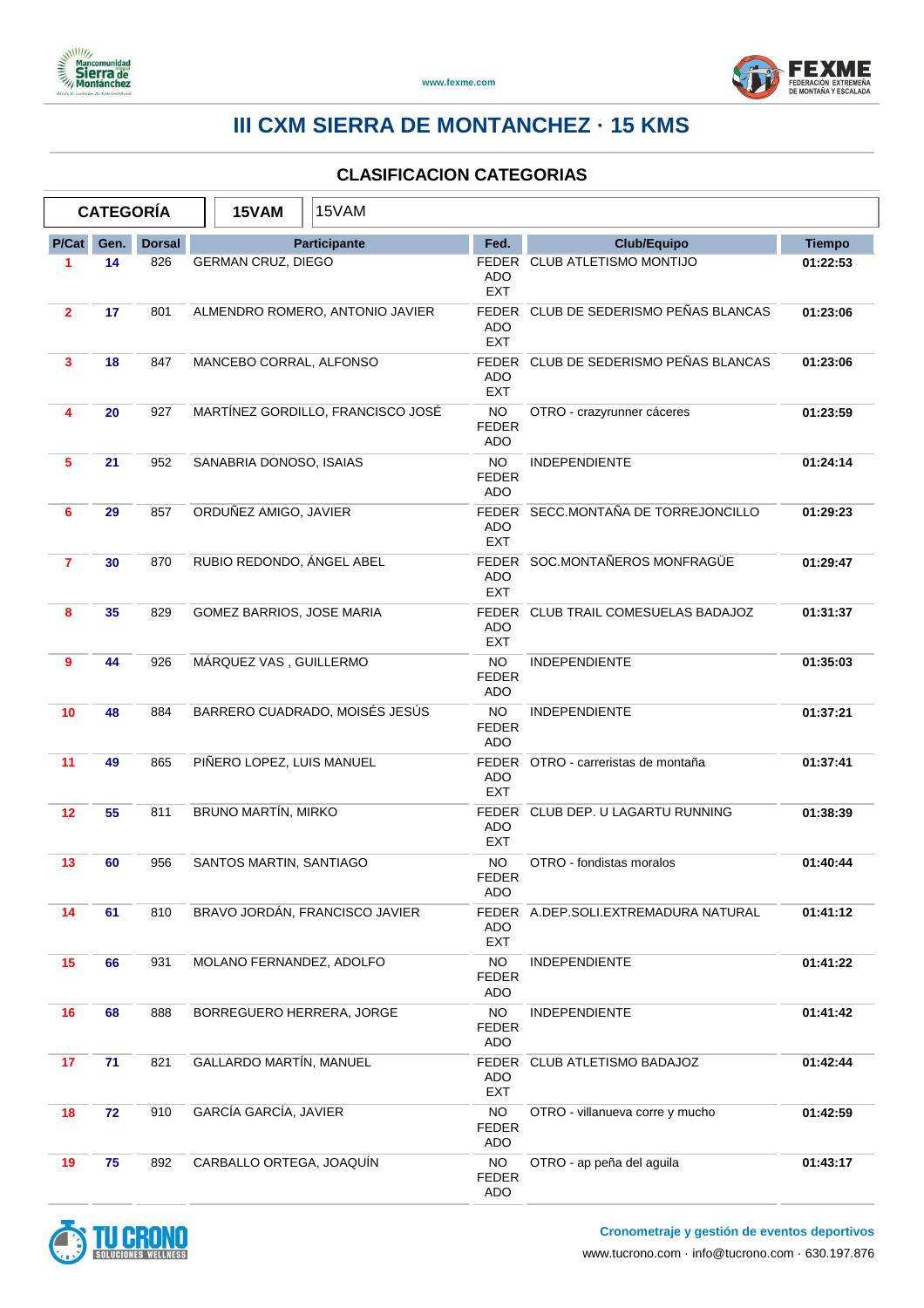# III CXM SIERRA DE MONTANCHEZ · 15 KMS

## CLASIFICACION CATEGORIAS

| CATEGORÍA | 15VAM | 15VAM |
|---|---|---|

| P/Cat | Gen. | Dorsal | Participante | Fed. | Club/Equipo | Tiempo |
|---|---|---|---|---|---|---|
| 1 | 14 | 826 | GERMAN CRUZ, DIEGO | FEDERADO EXT | CLUB ATLETISMO MONTIJO | 01:22:53 |
| 2 | 17 | 801 | ALMENDRO ROMERO, ANTONIO JAVIER | FEDERADO EXT | CLUB DE SEDERISMO PEÑAS BLANCAS | 01:23:06 |
| 3 | 18 | 847 | MANCEBO CORRAL, ALFONSO | FEDERADO EXT | CLUB DE SEDERISMO PEÑAS BLANCAS | 01:23:06 |
| 4 | 20 | 927 | MARTÍNEZ GORDILLO, FRANCISCO JOSÉ | NO FEDERADO | OTRO - crazyrunner cáceres | 01:23:59 |
| 5 | 21 | 952 | SANABRIA DONOSO, ISAIAS | NO FEDERADO | INDEPENDIENTE | 01:24:14 |
| 6 | 29 | 857 | ORDUÑEZ AMIGO, JAVIER | FEDERADO EXT | SECC.MONTAÑA DE TORREJONCILLO | 01:29:23 |
| 7 | 30 | 870 | RUBIO REDONDO, ÁNGEL ABEL | FEDERADO EXT | SOC.MONTAÑEROS MONFRAGÜE | 01:29:47 |
| 8 | 35 | 829 | GOMEZ BARRIOS, JOSE MARIA | FEDERADO EXT | CLUB TRAIL COMESUELAS BADAJOZ | 01:31:37 |
| 9 | 44 | 926 | MÁRQUEZ VAS , GUILLERMO | NO FEDERADO | INDEPENDIENTE | 01:35:03 |
| 10 | 48 | 884 | BARRERO CUADRADO, MOISÉS JESÚS | NO FEDERADO | INDEPENDIENTE | 01:37:21 |
| 11 | 49 | 865 | PIÑERO LOPEZ, LUIS MANUEL | FEDERADO EXT | OTRO - carreristas de montaña | 01:37:41 |
| 12 | 55 | 811 | BRUNO MARTÍN, MIRKO | FEDERADO EXT | CLUB DEP. U LAGARTU RUNNING | 01:38:39 |
| 13 | 60 | 956 | SANTOS MARTIN, SANTIAGO | NO FEDERADO | OTRO - fondistas moralos | 01:40:44 |
| 14 | 61 | 810 | BRAVO JORDÁN, FRANCISCO JAVIER | FEDERADO EXT | A.DEP.SOLI.EXTREMADURA NATURAL | 01:41:12 |
| 15 | 66 | 931 | MOLANO FERNANDEZ, ADOLFO | NO FEDERADO | INDEPENDIENTE | 01:41:22 |
| 16 | 68 | 888 | BORREGUERO HERRERA, JORGE | NO FEDERADO | INDEPENDIENTE | 01:41:42 |
| 17 | 71 | 821 | GALLARDO MARTÍN, MANUEL | FEDERADO EXT | CLUB ATLETISMO BADAJOZ | 01:42:44 |
| 18 | 72 | 910 | GARCÍA GARCÍA, JAVIER | NO FEDERADO | OTRO - villanueva corre y mucho | 01:42:59 |
| 19 | 75 | 892 | CARBALLO ORTEGA, JOAQUÍN | NO FEDERADO | OTRO - ap peña del aguila | 01:43:17 |

Cronometraje y gestión de eventos deportivos

www.tucrono.com · info@tucrono.com · 630.197.876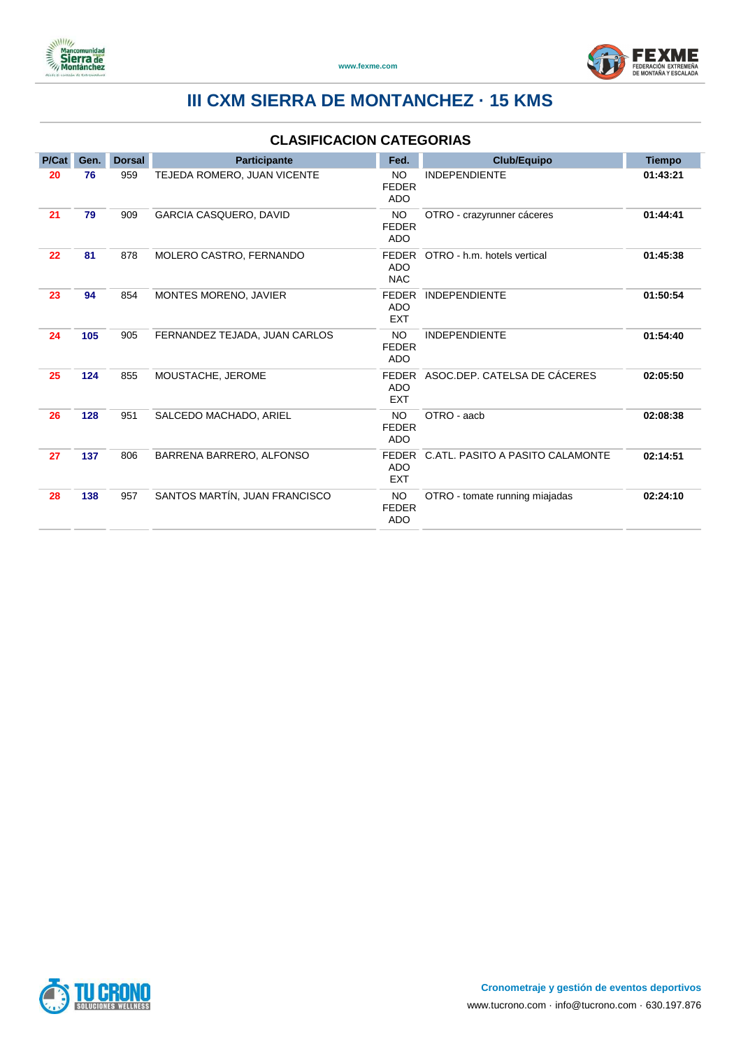# III CXM SIERRA DE MONTANCHEZ · 15 KMS

## CLASIFICACION CATEGORIAS

| P/Cat | Gen. | Dorsal | Participante | Fed. | Club/Equipo | Tiempo |
|---|---|---|---|---|---|---|
| 20 | 76 | 959 | TEJEDA ROMERO, JUAN VICENTE | NO FEDERADO | INDEPENDIENTE | 01:43:21 |
| 21 | 79 | 909 | GARCIA CASQUERO, DAVID | NO FEDERADO | OTRO - crazyrunner cáceres | 01:44:41 |
| 22 | 81 | 878 | MOLERO CASTRO, FERNANDO | FEDERADO NAC | OTRO - h.m. hotels vertical | 01:45:38 |
| 23 | 94 | 854 | MONTES MORENO, JAVIER | FEDERADO EXT | INDEPENDIENTE | 01:50:54 |
| 24 | 105 | 905 | FERNANDEZ TEJADA, JUAN CARLOS | NO FEDERADO | INDEPENDIENTE | 01:54:40 |
| 25 | 124 | 855 | MOUSTACHE, JEROME | FEDERADO EXT | ASOC.DEP. CATELSA DE CÁCERES | 02:05:50 |
| 26 | 128 | 951 | SALCEDO MACHADO, ARIEL | NO FEDERADO | OTRO - aacb | 02:08:38 |
| 27 | 137 | 806 | BARRENA BARRERO, ALFONSO | FEDERADO EXT | C.ATL. PASITO A PASITO CALAMONTE | 02:14:51 |
| 28 | 138 | 957 | SANTOS MARTÍN, JUAN FRANCISCO | NO FEDERADO | OTRO - tomate running miajadas | 02:24:10 |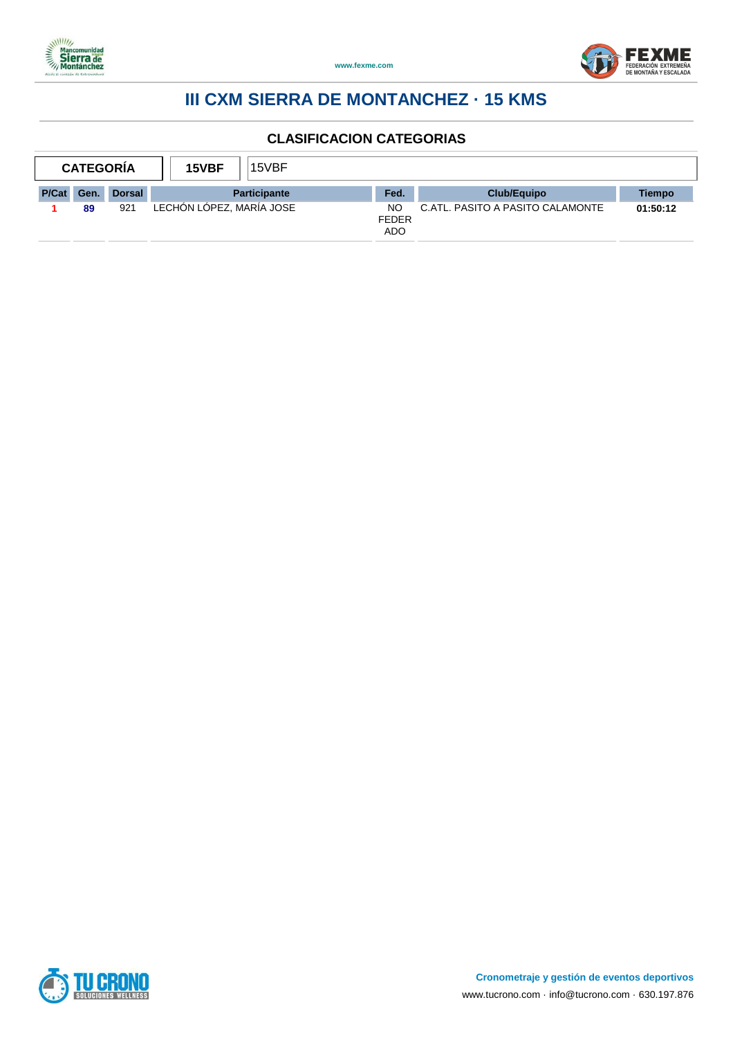# III CXM SIERRA DE MONTANCHEZ · 15 KMS

## CLASIFICACION CATEGORIAS

| CATEGORÍA | 15VBF | 15VBF |
|---|---|---|

| P/Cat | Gen. | Dorsal | Participante | Fed. | Club/Equipo | Tiempo |
|---|---|---|---|---|---|---|
| 1 | 89 | 921 | LECHÓN LÓPEZ, MARÍA JOSE | NO FEDERADO | C.ATL. PASITO A PASITO CALAMONTE | 01:50:12 |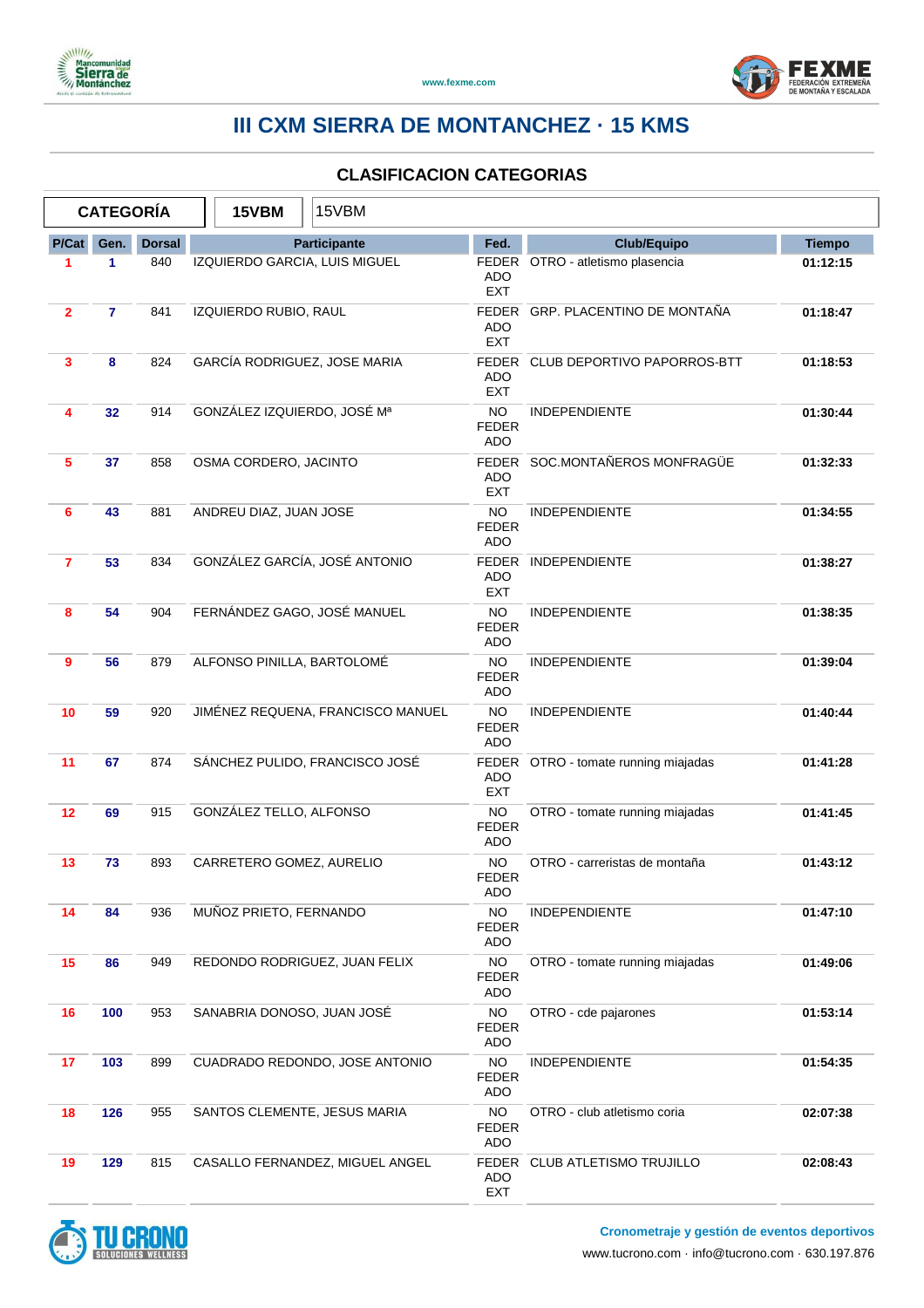# III CXM SIERRA DE MONTANCHEZ · 15 KMS

## CLASIFICACION CATEGORIAS

| CATEGORÍA | 15VBM | 15VBM |
|---|---|---|

| P/Cat | Gen. | Dorsal | Participante | Fed. | Club/Equipo | Tiempo |
|---|---|---|---|---|---|---|
| 1 | 1 | 840 | IZQUIERDO GARCIA, LUIS MIGUEL | FEDERADO EXT | OTRO - atletismo plasencia | 01:12:15 |
| 2 | 7 | 841 | IZQUIERDO RUBIO, RAUL | FEDERADO EXT | GRP. PLACENTINO DE MONTAÑA | 01:18:47 |
| 3 | 8 | 824 | GARCÍA RODRIGUEZ, JOSE MARIA | FEDERADO EXT | CLUB DEPORTIVO PAPORROS-BTT | 01:18:53 |
| 4 | 32 | 914 | GONZÁLEZ IZQUIERDO, JOSÉ Mª | NO FEDERADO | INDEPENDIENTE | 01:30:44 |
| 5 | 37 | 858 | OSMA CORDERO, JACINTO | FEDERADO EXT | SOC.MONTAÑEROS MONFRAGÜE | 01:32:33 |
| 6 | 43 | 881 | ANDREU DIAZ, JUAN JOSE | NO FEDERADO | INDEPENDIENTE | 01:34:55 |
| 7 | 53 | 834 | GONZÁLEZ GARCÍA, JOSÉ ANTONIO | FEDERADO EXT | INDEPENDIENTE | 01:38:27 |
| 8 | 54 | 904 | FERNÁNDEZ GAGO, JOSÉ MANUEL | NO FEDERADO | INDEPENDIENTE | 01:38:35 |
| 9 | 56 | 879 | ALFONSO PINILLA, BARTOLOMÉ | NO FEDERADO | INDEPENDIENTE | 01:39:04 |
| 10 | 59 | 920 | JIMÉNEZ REQUENA, FRANCISCO MANUEL | NO FEDERADO | INDEPENDIENTE | 01:40:44 |
| 11 | 67 | 874 | SÁNCHEZ PULIDO, FRANCISCO JOSÉ | FEDERADO EXT | OTRO - tomate running miajadas | 01:41:28 |
| 12 | 69 | 915 | GONZÁLEZ TELLO, ALFONSO | NO FEDERADO | OTRO - tomate running miajadas | 01:41:45 |
| 13 | 73 | 893 | CARRETERO GOMEZ, AURELIO | NO FEDERADO | OTRO - carreristas de montaña | 01:43:12 |
| 14 | 84 | 936 | MUÑOZ PRIETO, FERNANDO | NO FEDERADO | INDEPENDIENTE | 01:47:10 |
| 15 | 86 | 949 | REDONDO RODRIGUEZ, JUAN FELIX | NO FEDERADO | OTRO - tomate running miajadas | 01:49:06 |
| 16 | 100 | 953 | SANABRIA DONOSO, JUAN JOSÉ | NO FEDERADO | OTRO - cde pajarones | 01:53:14 |
| 17 | 103 | 899 | CUADRADO REDONDO, JOSE ANTONIO | NO FEDERADO | INDEPENDIENTE | 01:54:35 |
| 18 | 126 | 955 | SANTOS CLEMENTE, JESUS MARIA | NO FEDERADO | OTRO - club atletismo coria | 02:07:38 |
| 19 | 129 | 815 | CASALLO FERNANDEZ, MIGUEL ANGEL | FEDERADO EXT | CLUB ATLETISMO TRUJILLO | 02:08:43 |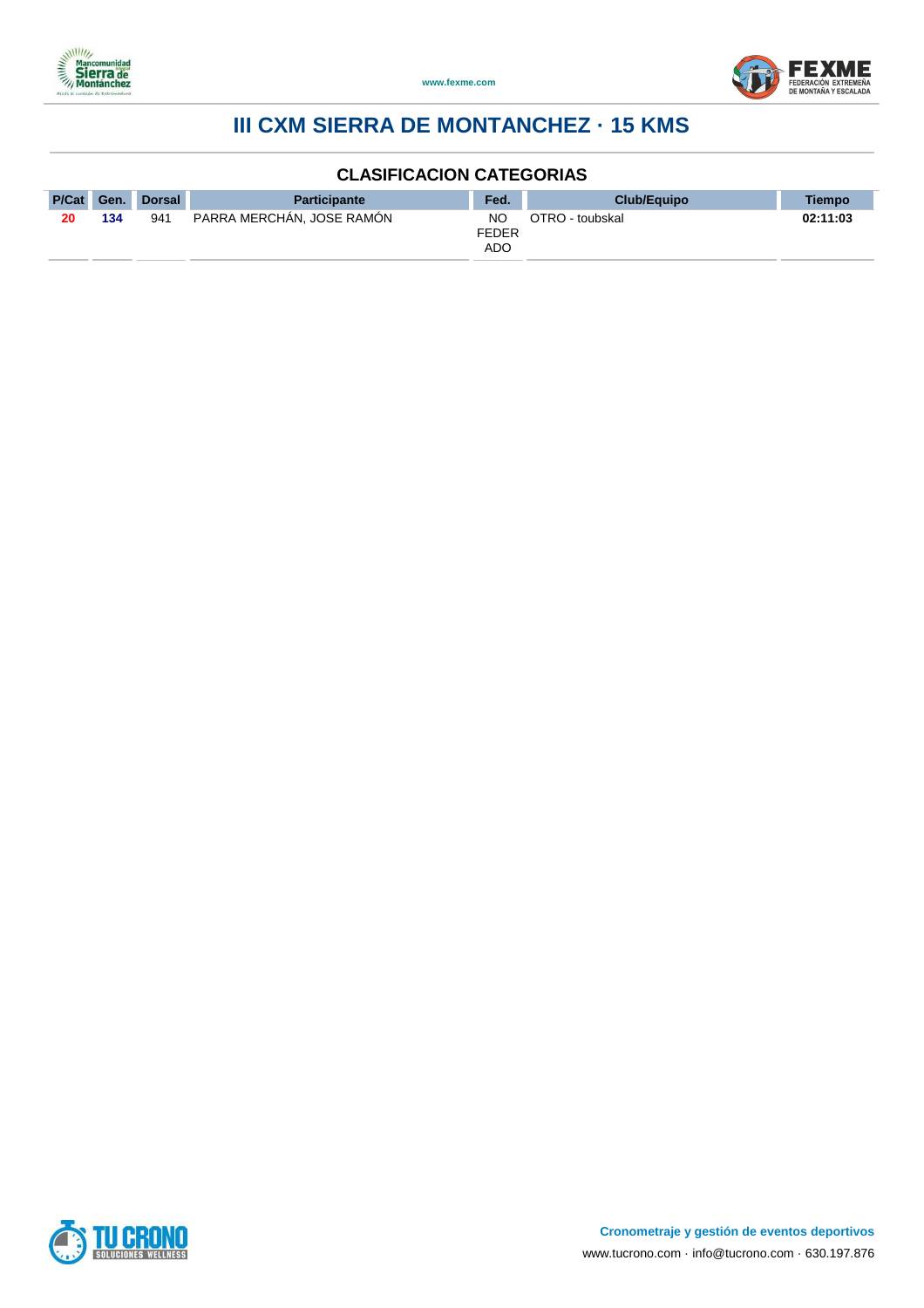# III CXM SIERRA DE MONTANCHEZ · 15 KMS

## CLASIFICACION CATEGORIAS

| P/Cat | Gen. | Dorsal | Participante | Fed. | Club/Equipo | Tiempo |
|---|---|---|---|---|---|---|
| 20 | 134 | 941 | PARRA MERCHÁN, JOSE RAMÓN | NO FEDERADO | OTRO - toubskal | 02:11:03 |

**Cronometraje y gestión de eventos deportivos**

www.tucrono.com · info@tucrono.com · 630.197.876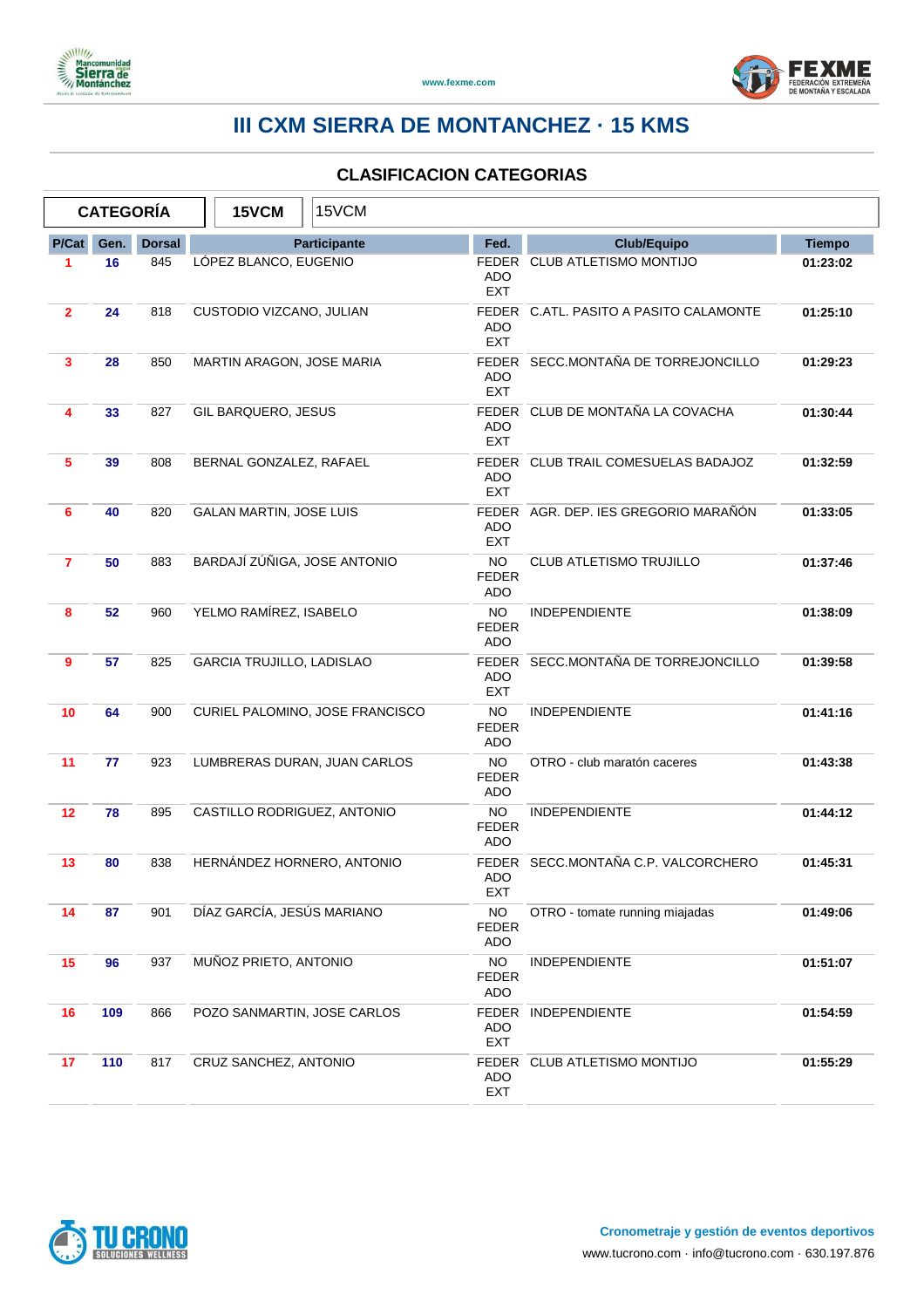# III CXM SIERRA DE MONTANCHEZ · 15 KMS

## CLASIFICACION CATEGORIAS

| CATEGORÍA | 15VCM | 15VCM |
|---|---|---|

| P/Cat | Gen. | Dorsal | Participante | Fed. | Club/Equipo | Tiempo |
|---|---|---|---|---|---|---|
| 1 | 16 | 845 | LÓPEZ BLANCO, EUGENIO | FEDERADO EXT | CLUB ATLETISMO MONTIJO | 01:23:02 |
| 2 | 24 | 818 | CUSTODIO VIZCANO, JULIAN | FEDERADO EXT | C.ATL. PASITO A PASITO CALAMONTE | 01:25:10 |
| 3 | 28 | 850 | MARTIN ARAGON, JOSE MARIA | FEDERADO EXT | SECC.MONTAÑA DE TORREJONCILLO | 01:29:23 |
| 4 | 33 | 827 | GIL BARQUERO, JESUS | FEDERADO EXT | CLUB DE MONTAÑA LA COVACHA | 01:30:44 |
| 5 | 39 | 808 | BERNAL GONZALEZ, RAFAEL | FEDERADO EXT | CLUB TRAIL COMESUELAS BADAJOZ | 01:32:59 |
| 6 | 40 | 820 | GALAN MARTIN, JOSE LUIS | FEDERADO EXT | AGR. DEP. IES GREGORIO MARAÑÓN | 01:33:05 |
| 7 | 50 | 883 | BARDAJÍ ZÚÑIGA, JOSE ANTONIO | NO FEDERADO | CLUB ATLETISMO TRUJILLO | 01:37:46 |
| 8 | 52 | 960 | YELMO RAMÍREZ, ISABELO | NO FEDERADO | INDEPENDIENTE | 01:38:09 |
| 9 | 57 | 825 | GARCIA TRUJILLO, LADISLAO | FEDERADO EXT | SECC.MONTAÑA DE TORREJONCILLO | 01:39:58 |
| 10 | 64 | 900 | CURIEL PALOMINO, JOSE FRANCISCO | NO FEDERADO | INDEPENDIENTE | 01:41:16 |
| 11 | 77 | 923 | LUMBRERAS DURAN, JUAN CARLOS | NO FEDERADO | OTRO - club maratón caceres | 01:43:38 |
| 12 | 78 | 895 | CASTILLO RODRIGUEZ, ANTONIO | NO FEDERADO | INDEPENDIENTE | 01:44:12 |
| 13 | 80 | 838 | HERNÁNDEZ HORNERO, ANTONIO | FEDERADO EXT | SECC.MONTAÑA C.P. VALCORCHERO | 01:45:31 |
| 14 | 87 | 901 | DÍAZ GARCÍA, JESÚS MARIANO | NO FEDERADO | OTRO - tomate running miajadas | 01:49:06 |
| 15 | 96 | 937 | MUÑOZ PRIETO, ANTONIO | NO FEDERADO | INDEPENDIENTE | 01:51:07 |
| 16 | 109 | 866 | POZO SANMARTIN, JOSE CARLOS | FEDERADO EXT | INDEPENDIENTE | 01:54:59 |
| 17 | 110 | 817 | CRUZ SANCHEZ, ANTONIO | FEDERADO EXT | CLUB ATLETISMO MONTIJO | 01:55:29 |